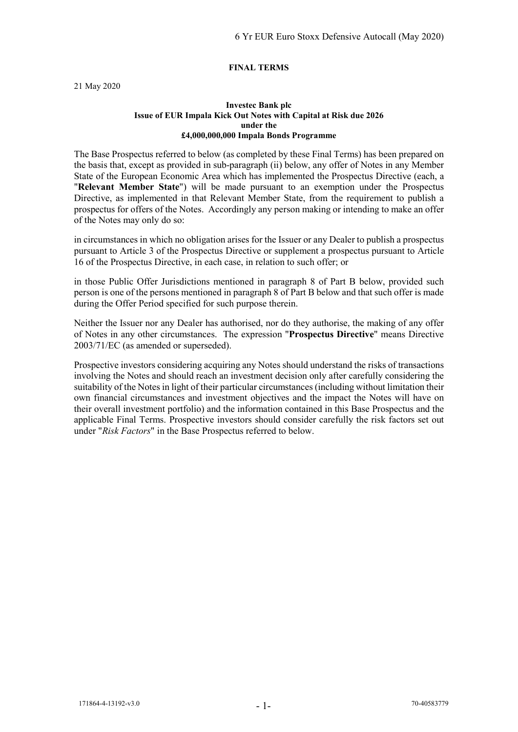# FINAL TERMS

21 May 2020

**Investec Bank plc**
**Issue of EUR Impala Kick Out Notes with Capital at Risk due 2026**
**under the**
**£4,000,000,000 Impala Bonds Programme**

The Base Prospectus referred to below (as completed by these Final Terms) has been prepared on the basis that, except as provided in sub-paragraph (ii) below, any offer of Notes in any Member State of the European Economic Area which has implemented the Prospectus Directive (each, a "**Relevant Member State**") will be made pursuant to an exemption under the Prospectus Directive, as implemented in that Relevant Member State, from the requirement to publish a prospectus for offers of the Notes. Accordingly any person making or intending to make an offer of the Notes may only do so:

in circumstances in which no obligation arises for the Issuer or any Dealer to publish a prospectus pursuant to Article 3 of the Prospectus Directive or supplement a prospectus pursuant to Article 16 of the Prospectus Directive, in each case, in relation to such offer; or

in those Public Offer Jurisdictions mentioned in paragraph 8 of Part B below, provided such person is one of the persons mentioned in paragraph 8 of Part B below and that such offer is made during the Offer Period specified for such purpose therein.

Neither the Issuer nor any Dealer has authorised, nor do they authorise, the making of any offer of Notes in any other circumstances. The expression "**Prospectus Directive**" means Directive 2003/71/EC (as amended or superseded).

Prospective investors considering acquiring any Notes should understand the risks of transactions involving the Notes and should reach an investment decision only after carefully considering the suitability of the Notes in light of their particular circumstances (including without limitation their own financial circumstances and investment objectives and the impact the Notes will have on their overall investment portfolio) and the information contained in this Base Prospectus and the applicable Final Terms. Prospective investors should consider carefully the risk factors set out under "*Risk Factors*" in the Base Prospectus referred to below.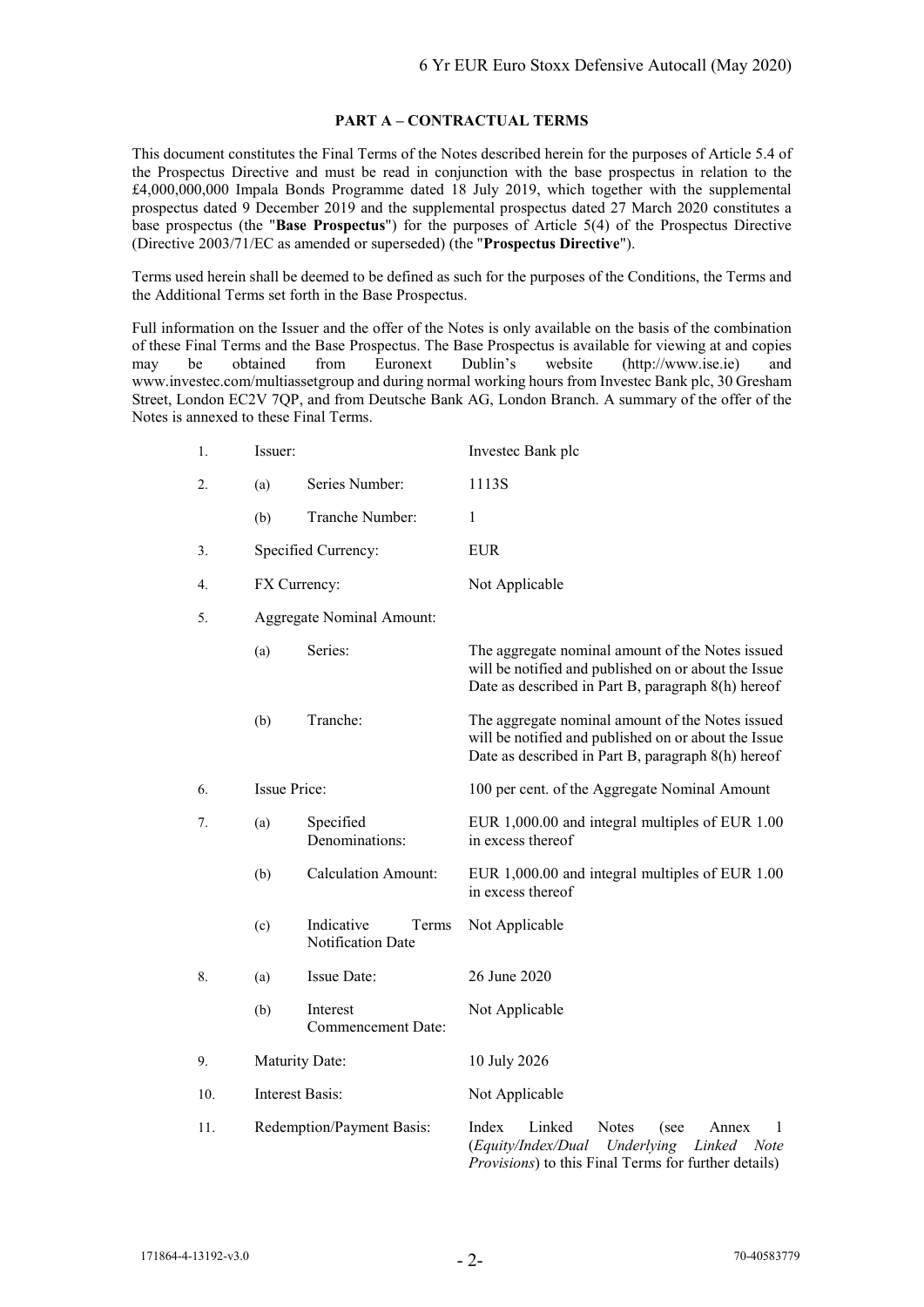## PART A – CONTRACTUAL TERMS

This document constitutes the Final Terms of the Notes described herein for the purposes of Article 5.4 of the Prospectus Directive and must be read in conjunction with the base prospectus in relation to the £4,000,000,000 Impala Bonds Programme dated 18 July 2019, which together with the supplemental prospectus dated 9 December 2019 and the supplemental prospectus dated 27 March 2020 constitutes a base prospectus (the "**Base Prospectus**") for the purposes of Article 5(4) of the Prospectus Directive (Directive 2003/71/EC as amended or superseded) (the "**Prospectus Directive**").

Terms used herein shall be deemed to be defined as such for the purposes of the Conditions, the Terms and the Additional Terms set forth in the Base Prospectus.

Full information on the Issuer and the offer of the Notes is only available on the basis of the combination of these Final Terms and the Base Prospectus. The Base Prospectus is available for viewing at and copies may be obtained from Euronext Dublin's website (http://www.ise.ie) and www.investec.com/multiassetgroup and during normal working hours from Investec Bank plc, 30 Gresham Street, London EC2V 7QP, and from Deutsche Bank AG, London Branch. A summary of the offer of the Notes is annexed to these Final Terms.

| | | | |
|---|---|---|---|
| 1. | Issuer: | | Investec Bank plc |
| 2. | (a) | Series Number: | 1113S |
| | (b) | Tranche Number: | 1 |
| 3. | Specified Currency: | | EUR |
| 4. | FX Currency: | | Not Applicable |
| 5. | Aggregate Nominal Amount: | | |
| | (a) | Series: | The aggregate nominal amount of the Notes issued will be notified and published on or about the Issue Date as described in Part B, paragraph 8(h) hereof |
| | (b) | Tranche: | The aggregate nominal amount of the Notes issued will be notified and published on or about the Issue Date as described in Part B, paragraph 8(h) hereof |
| 6. | Issue Price: | | 100 per cent. of the Aggregate Nominal Amount |
| 7. | (a) | Specified Denominations: | EUR 1,000.00 and integral multiples of EUR 1.00 in excess thereof |
| | (b) | Calculation Amount: | EUR 1,000.00 and integral multiples of EUR 1.00 in excess thereof |
| | (c) | Indicative Terms Notification Date | Not Applicable |
| 8. | (a) | Issue Date: | 26 June 2020 |
| | (b) | Interest Commencement Date: | Not Applicable |
| 9. | Maturity Date: | | 10 July 2026 |
| 10. | Interest Basis: | | Not Applicable |
| 11. | Redemption/Payment Basis: | | Index Linked Notes (see Annex 1 (*Equity/Index/Dual Underlying Linked Note Provisions*) to this Final Terms for further details) |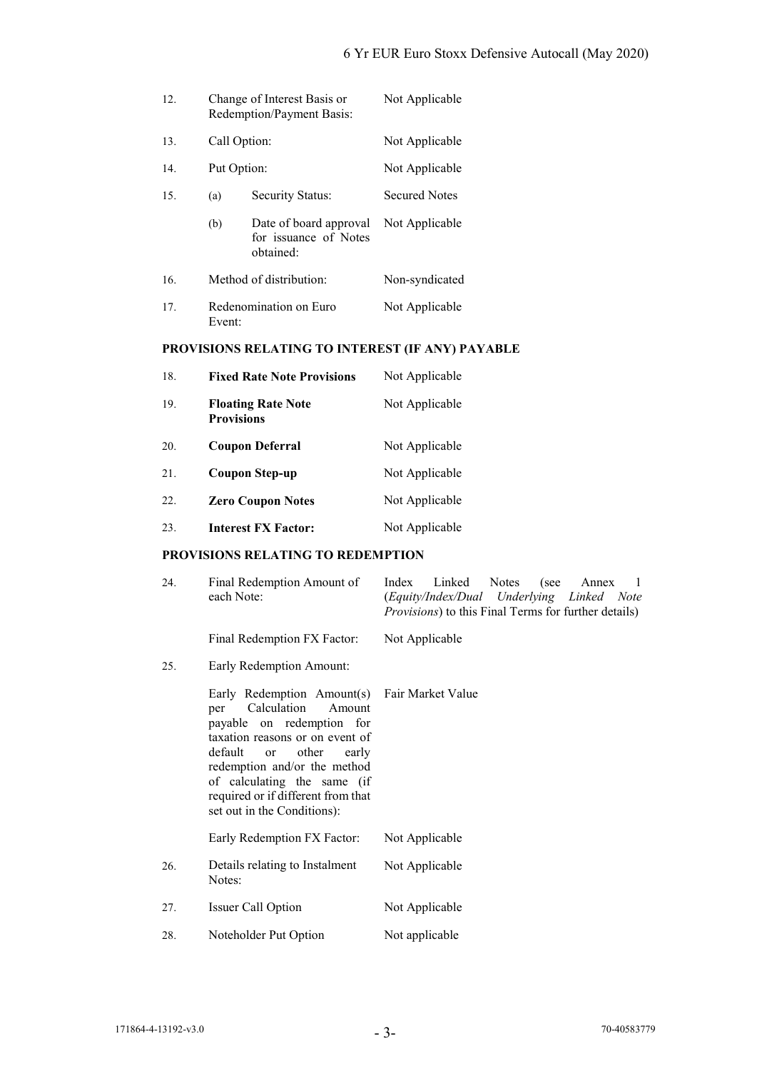| | | |
|---|---|---|
| 12. | Change of Interest Basis or Redemption/Payment Basis: | Not Applicable |
| 13. | Call Option: | Not Applicable |
| 14. | Put Option: | Not Applicable |
| 15. | (a) Security Status: | Secured Notes |
| | (b) Date of board approval for issuance of Notes obtained: | Not Applicable |
| 16. | Method of distribution: | Non-syndicated |
| 17. | Redenomination on Euro Event: | Not Applicable |

## PROVISIONS RELATING TO INTEREST (IF ANY) PAYABLE

| | | |
|---|---|---|
| 18. | **Fixed Rate Note Provisions** | Not Applicable |
| 19. | **Floating Rate Note Provisions** | Not Applicable |
| 20. | **Coupon Deferral** | Not Applicable |
| 21. | **Coupon Step-up** | Not Applicable |
| 22. | **Zero Coupon Notes** | Not Applicable |
| 23. | **Interest FX Factor:** | Not Applicable |

## PROVISIONS RELATING TO REDEMPTION

| | | |
|---|---|---|
| 24. | Final Redemption Amount of each Note: | Index Linked Notes (see Annex 1 (*Equity/Index/Dual Underlying Linked Note Provisions*) to this Final Terms for further details) |
| | Final Redemption FX Factor: | Not Applicable |
| 25. | Early Redemption Amount: | |
| | Early Redemption Amount(s) per Calculation Amount payable on redemption for taxation reasons or on event of default or other early redemption and/or the method of calculating the same (if required or if different from that set out in the Conditions): | Fair Market Value |
| | Early Redemption FX Factor: | Not Applicable |
| 26. | Details relating to Instalment Notes: | Not Applicable |
| 27. | Issuer Call Option | Not Applicable |
| 28. | Noteholder Put Option | Not applicable |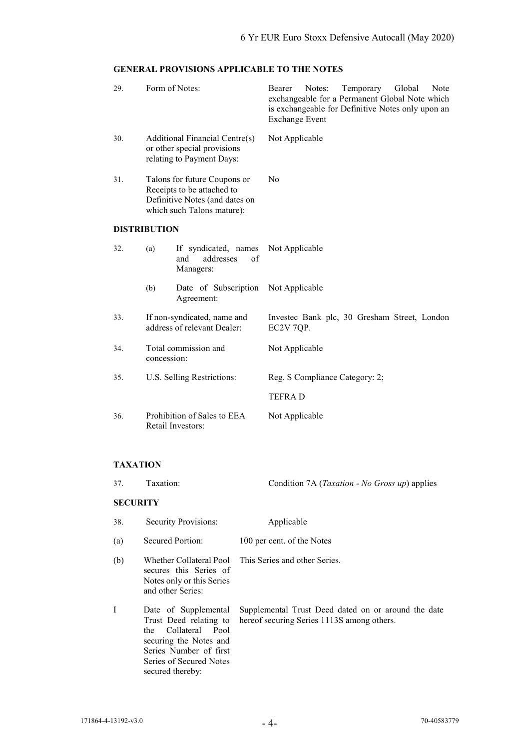## GENERAL PROVISIONS APPLICABLE TO THE NOTES

| | | |
|---|---|---|
| 29. | Form of Notes: | Bearer Notes: Temporary Global Note exchangeable for a Permanent Global Note which is exchangeable for Definitive Notes only upon an Exchange Event |
| 30. | Additional Financial Centre(s) or other special provisions relating to Payment Days: | Not Applicable |
| 31. | Talons for future Coupons or Receipts to be attached to Definitive Notes (and dates on which such Talons mature): | No |

## DISTRIBUTION

| | | |
|---|---|---|
| 32. | (a) If syndicated, names and addresses of Managers: | Not Applicable |
| | (b) Date of Subscription Agreement: | Not Applicable |
| 33. | If non-syndicated, name and address of relevant Dealer: | Investec Bank plc, 30 Gresham Street, London EC2V 7QP. |
| 34. | Total commission and concession: | Not Applicable |
| 35. | U.S. Selling Restrictions: | Reg. S Compliance Category: 2;<br>TEFRA D |
| 36. | Prohibition of Sales to EEA Retail Investors: | Not Applicable |

## TAXATION

| | | |
|---|---|---|
| 37. | Taxation: | Condition 7A (*Taxation - No Gross up*) applies |

## SECURITY

| | | |
|---|---|---|
| 38. | Security Provisions: | Applicable |
| (a) | Secured Portion: | 100 per cent. of the Notes |
| (b) | Whether Collateral Pool secures this Series of Notes only or this Series and other Series: | This Series and other Series. |
| I | Date of Supplemental Trust Deed relating to the Collateral Pool securing the Notes and Series Number of first Series of Secured Notes secured thereby: | Supplemental Trust Deed dated on or around the date hereof securing Series 1113S among others. |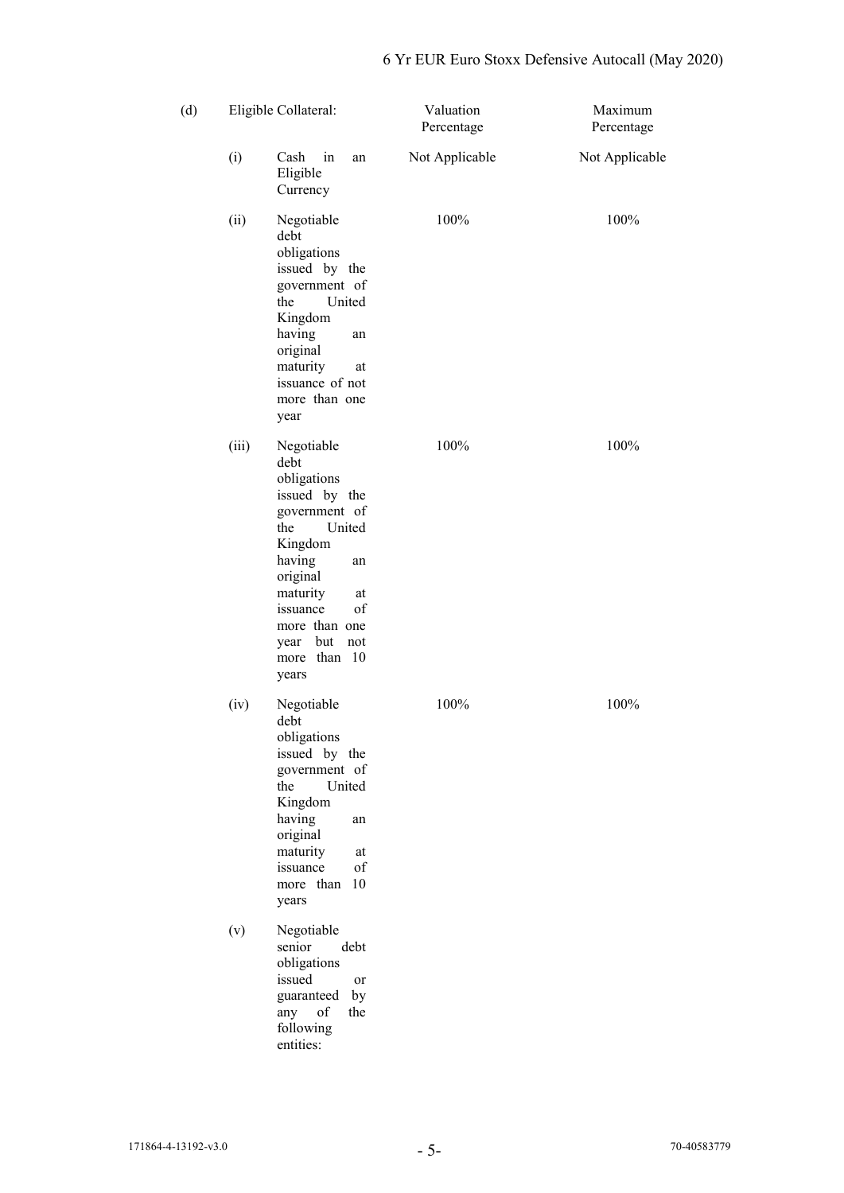| (d) | Eligible Collateral: | Valuation Percentage | Maximum Percentage |
|---|---|---|---|
| (i) | Cash in an Eligible Currency | Not Applicable | Not Applicable |
| (ii) | Negotiable debt obligations issued by the government of the United Kingdom having an original maturity at issuance of not more than one year | 100% | 100% |
| (iii) | Negotiable debt obligations issued by the government of the United Kingdom having an original maturity at issuance of more than one year but not more than 10 years | 100% | 100% |
| (iv) | Negotiable debt obligations issued by the government of the United Kingdom having an original maturity at issuance of more than 10 years | 100% | 100% |
| (v) | Negotiable senior debt obligations issued or guaranteed by any of the following entities: | | |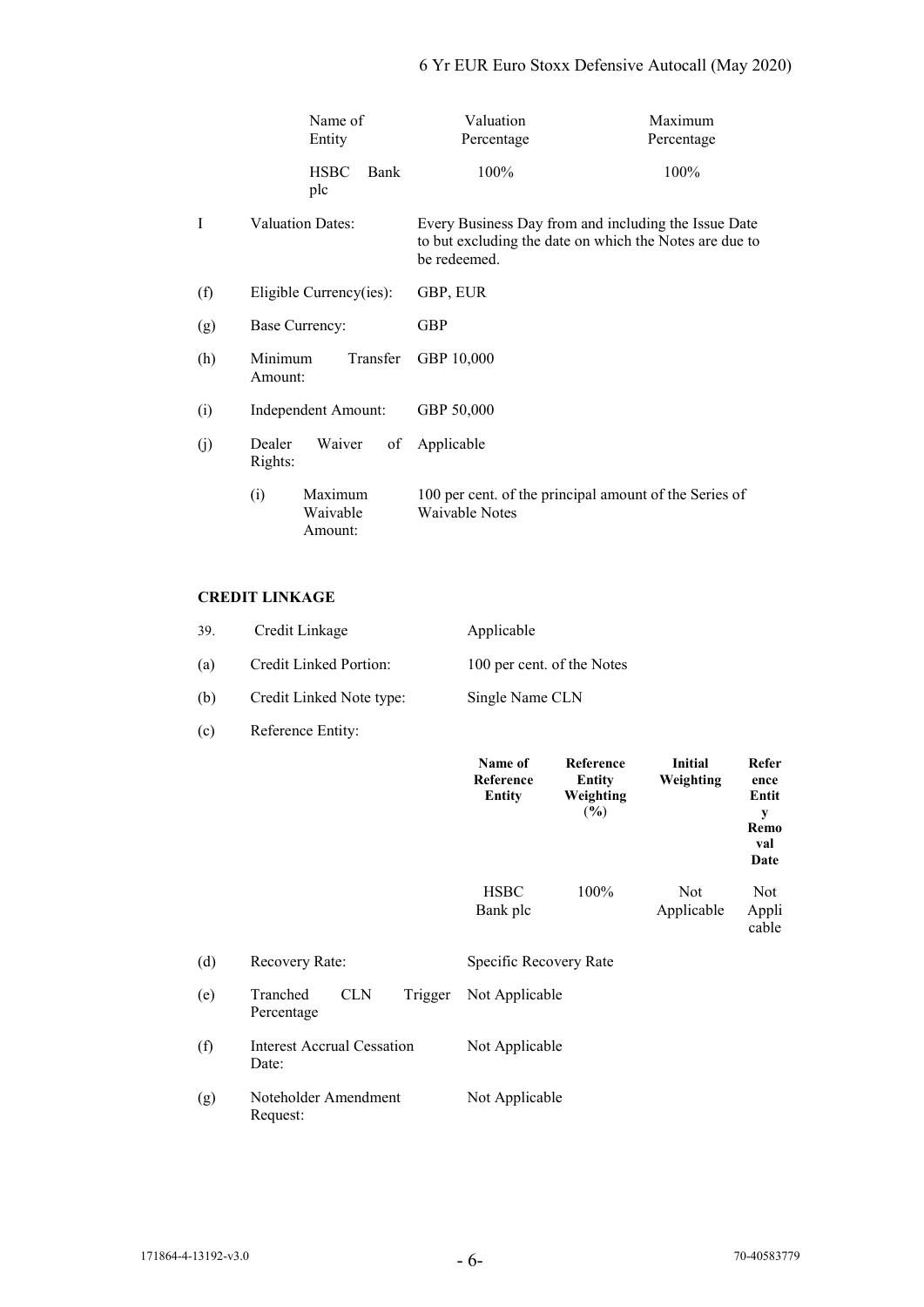| Name of Entity | Valuation Percentage | Maximum Percentage |
|---|---|---|
| HSBC Bank plc | 100% | 100% |

I Valuation Dates: Every Business Day from and including the Issue Date to but excluding the date on which the Notes are due to be redeemed.

(f) Eligible Currency(ies): GBP, EUR

(g) Base Currency: GBP

(h) Minimum Transfer Amount: GBP 10,000

(i) Independent Amount: GBP 50,000

(j) Dealer Waiver of Rights: Applicable

(i) Maximum Waivable Amount: 100 per cent. of the principal amount of the Series of Waivable Notes

**CREDIT LINKAGE**

39. Credit Linkage: Applicable

(a) Credit Linked Portion: 100 per cent. of the Notes

(b) Credit Linked Note type: Single Name CLN

(c) Reference Entity:

| **Name of Reference Entity** | **Reference Entity Weighting (%)** | **Initial Weighting** | **Reference Entity Removal Date** |
|---|---|---|---|
| HSBC Bank plc | 100% | Not Applicable | Not Applicable |

(d) Recovery Rate: Specific Recovery Rate

(e) Tranched CLN Trigger Percentage: Not Applicable

(f) Interest Accrual Cessation Date: Not Applicable

(g) Noteholder Amendment Request: Not Applicable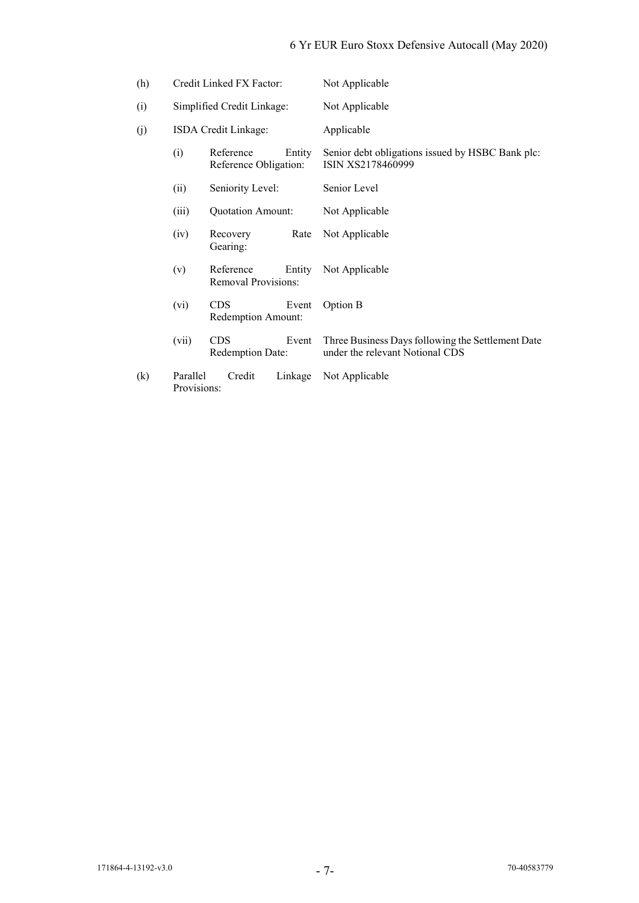| | | | |
|---|---|---|---|
| (h) | Credit Linked FX Factor: | | Not Applicable |
| (i) | Simplified Credit Linkage: | | Not Applicable |
| (j) | ISDA Credit Linkage: | | Applicable |
| | (i) | Reference Entity Reference Obligation: | Senior debt obligations issued by HSBC Bank plc: ISIN XS2178460999 |
| | (ii) | Seniority Level: | Senior Level |
| | (iii) | Quotation Amount: | Not Applicable |
| | (iv) | Recovery Rate Gearing: | Not Applicable |
| | (v) | Reference Entity Removal Provisions: | Not Applicable |
| | (vi) | CDS Event Redemption Amount: | Option B |
| | (vii) | CDS Event Redemption Date: | Three Business Days following the Settlement Date under the relevant Notional CDS |
| (k) | Parallel Credit Linkage Provisions: | | Not Applicable |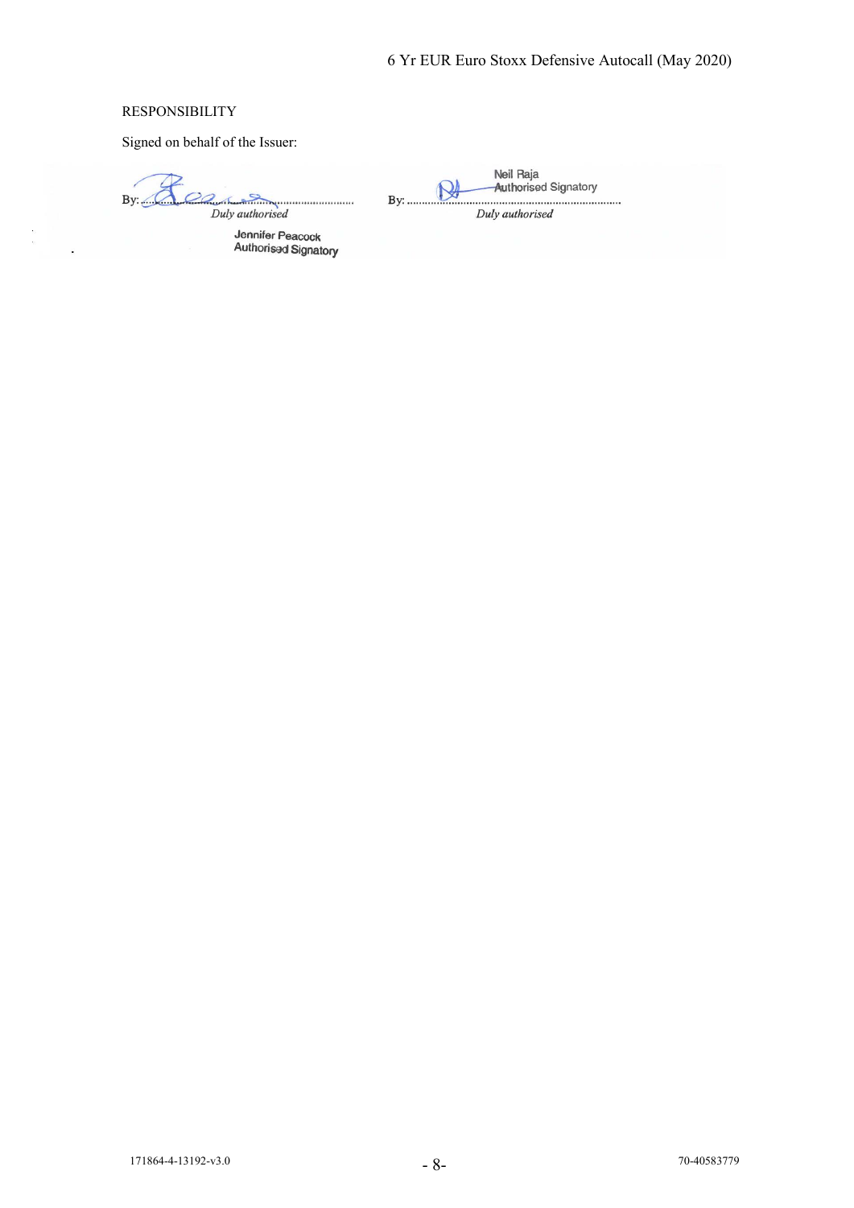RESPONSIBILITY

Signed on behalf of the Issuer:

By: ............................................................
*Duly authorised*

Jennifer Peacock
Authorised Signatory

By: ............................................................
*Duly authorised*

Neil Raja
Authorised Signatory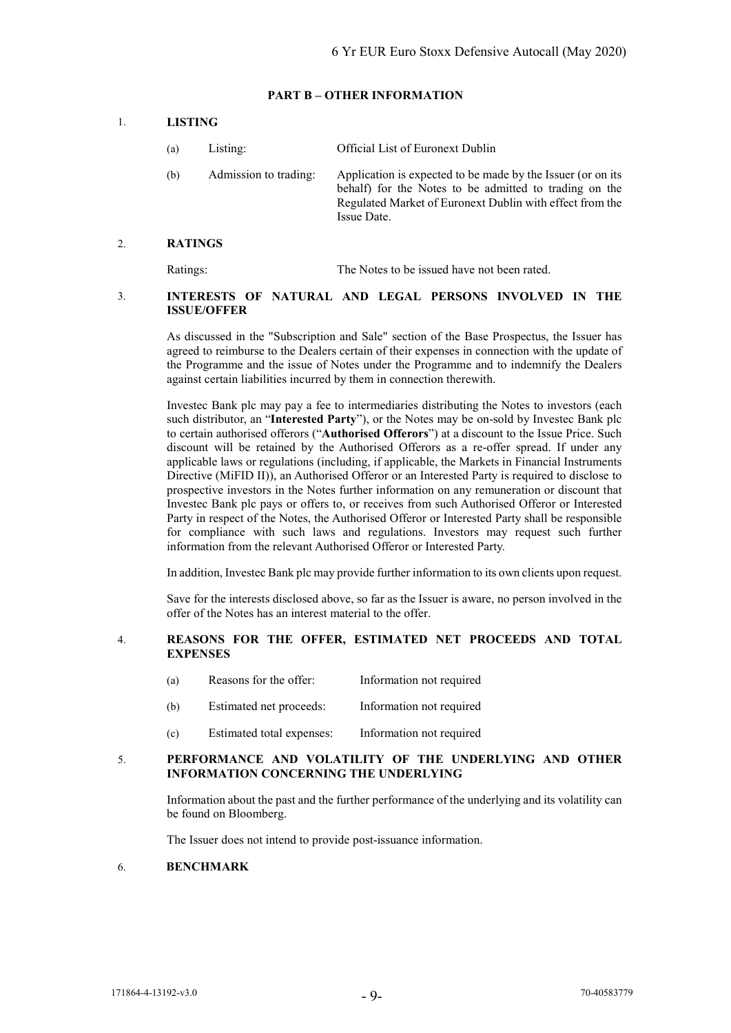## PART B – OTHER INFORMATION

### 1. LISTING

| | | |
|---|---|---|
| (a) | Listing: | Official List of Euronext Dublin |
| (b) | Admission to trading: | Application is expected to be made by the Issuer (or on its behalf) for the Notes to be admitted to trading on the Regulated Market of Euronext Dublin with effect from the Issue Date. |

### 2. RATINGS

Ratings: The Notes to be issued have not been rated.

### 3. INTERESTS OF NATURAL AND LEGAL PERSONS INVOLVED IN THE ISSUE/OFFER

As discussed in the "Subscription and Sale" section of the Base Prospectus, the Issuer has agreed to reimburse to the Dealers certain of their expenses in connection with the update of the Programme and the issue of Notes under the Programme and to indemnify the Dealers against certain liabilities incurred by them in connection therewith.

Investec Bank plc may pay a fee to intermediaries distributing the Notes to investors (each such distributor, an "**Interested Party**"), or the Notes may be on-sold by Investec Bank plc to certain authorised offerors ("**Authorised Offerors**") at a discount to the Issue Price. Such discount will be retained by the Authorised Offerors as a re-offer spread. If under any applicable laws or regulations (including, if applicable, the Markets in Financial Instruments Directive (MiFID II)), an Authorised Offeror or an Interested Party is required to disclose to prospective investors in the Notes further information on any remuneration or discount that Investec Bank plc pays or offers to, or receives from such Authorised Offeror or Interested Party in respect of the Notes, the Authorised Offeror or Interested Party shall be responsible for compliance with such laws and regulations. Investors may request such further information from the relevant Authorised Offeror or Interested Party.

In addition, Investec Bank plc may provide further information to its own clients upon request.

Save for the interests disclosed above, so far as the Issuer is aware, no person involved in the offer of the Notes has an interest material to the offer.

### 4. REASONS FOR THE OFFER, ESTIMATED NET PROCEEDS AND TOTAL EXPENSES

| | | |
|---|---|---|
| (a) | Reasons for the offer: | Information not required |
| (b) | Estimated net proceeds: | Information not required |
| (c) | Estimated total expenses: | Information not required |

### 5. PERFORMANCE AND VOLATILITY OF THE UNDERLYING AND OTHER INFORMATION CONCERNING THE UNDERLYING

Information about the past and the further performance of the underlying and its volatility can be found on Bloomberg.

The Issuer does not intend to provide post-issuance information.

### 6. BENCHMARK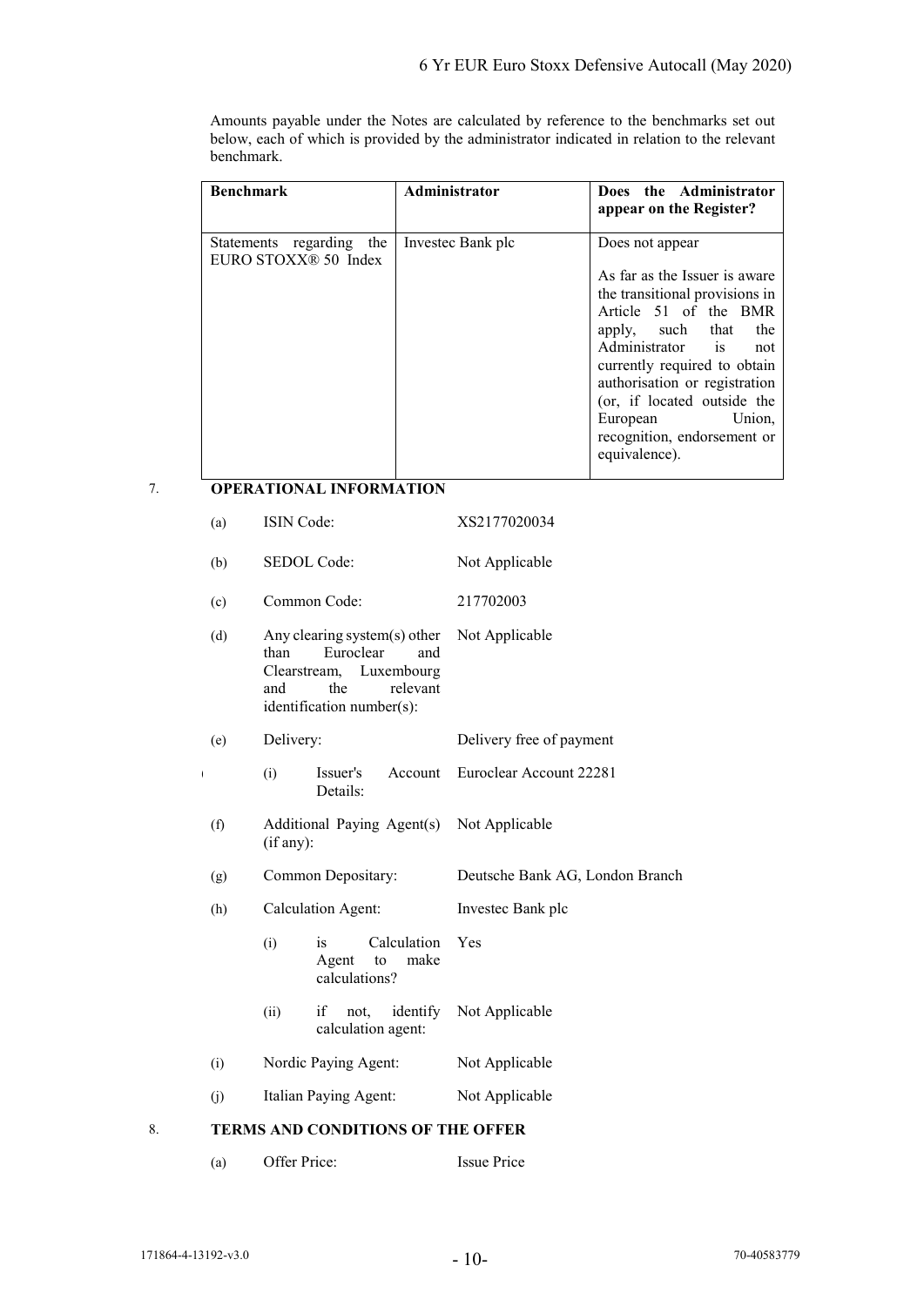Amounts payable under the Notes are calculated by reference to the benchmarks set out below, each of which is provided by the administrator indicated in relation to the relevant benchmark.

| Benchmark | Administrator | Does the Administrator appear on the Register? |
|---|---|---|
| Statements regarding the EURO STOXX® 50 Index | Investec Bank plc | Does not appear<br><br>As far as the Issuer is aware the transitional provisions in Article 51 of the BMR apply, such that the Administrator is not currently required to obtain authorisation or registration (or, if located outside the European Union, recognition, endorsement or equivalence). |

## 7. OPERATIONAL INFORMATION

| | | |
|---|---|---|
| (a) | ISIN Code: | XS2177020034 |
| (b) | SEDOL Code: | Not Applicable |
| (c) | Common Code: | 217702003 |
| (d) | Any clearing system(s) other than Euroclear and Clearstream, Luxembourg and the relevant identification number(s): | Not Applicable |
| (e) | Delivery: | Delivery free of payment |
| | (i) Issuer's Account Details: | Euroclear Account 22281 |
| (f) | Additional Paying Agent(s) (if any): | Not Applicable |
| (g) | Common Depositary: | Deutsche Bank AG, London Branch |
| (h) | Calculation Agent: | Investec Bank plc |
| | (i) is Calculation Agent to make calculations? | Yes |
| | (ii) if not, identify calculation agent: | Not Applicable |
| (i) | Nordic Paying Agent: | Not Applicable |
| (j) | Italian Paying Agent: | Not Applicable |

## 8. TERMS AND CONDITIONS OF THE OFFER

| | | |
|---|---|---|
| (a) | Offer Price: | Issue Price |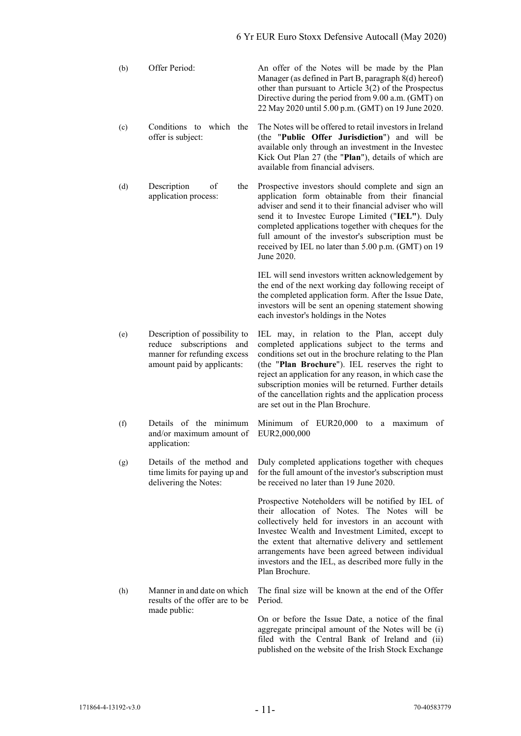| | | |
|---|---|---|
| (b) | Offer Period: | An offer of the Notes will be made by the Plan Manager (as defined in Part B, paragraph 8(d) hereof) other than pursuant to Article 3(2) of the Prospectus Directive during the period from 9.00 a.m. (GMT) on 22 May 2020 until 5.00 p.m. (GMT) on 19 June 2020. |
| (c) | Conditions to which the offer is subject: | The Notes will be offered to retail investors in Ireland (the "**Public Offer Jurisdiction**") and will be available only through an investment in the Investec Kick Out Plan 27 (the "**Plan**"), details of which are available from financial advisers. |
| (d) | Description of the application process: | Prospective investors should complete and sign an application form obtainable from their financial adviser and send it to their financial adviser who will send it to Investec Europe Limited ("**IEL"**). Duly completed applications together with cheques for the full amount of the investor's subscription must be received by IEL no later than 5.00 p.m. (GMT) on 19 June 2020.<br><br>IEL will send investors written acknowledgement by the end of the next working day following receipt of the completed application form. After the Issue Date, investors will be sent an opening statement showing each investor's holdings in the Notes |
| (e) | Description of possibility to reduce subscriptions and manner for refunding excess amount paid by applicants: | IEL may, in relation to the Plan, accept duly completed applications subject to the terms and conditions set out in the brochure relating to the Plan (the "**Plan Brochure**"). IEL reserves the right to reject an application for any reason, in which case the subscription monies will be returned. Further details of the cancellation rights and the application process are set out in the Plan Brochure. |
| (f) | Details of the minimum and/or maximum amount of application: | Minimum of EUR20,000 to a maximum of EUR2,000,000 |
| (g) | Details of the method and time limits for paying up and delivering the Notes: | Duly completed applications together with cheques for the full amount of the investor's subscription must be received no later than 19 June 2020.<br><br>Prospective Noteholders will be notified by IEL of their allocation of Notes. The Notes will be collectively held for investors in an account with Investec Wealth and Investment Limited, except to the extent that alternative delivery and settlement arrangements have been agreed between individual investors and the IEL, as described more fully in the Plan Brochure. |
| (h) | Manner in and date on which results of the offer are to be made public: | The final size will be known at the end of the Offer Period.<br><br>On or before the Issue Date, a notice of the final aggregate principal amount of the Notes will be (i) filed with the Central Bank of Ireland and (ii) published on the website of the Irish Stock Exchange |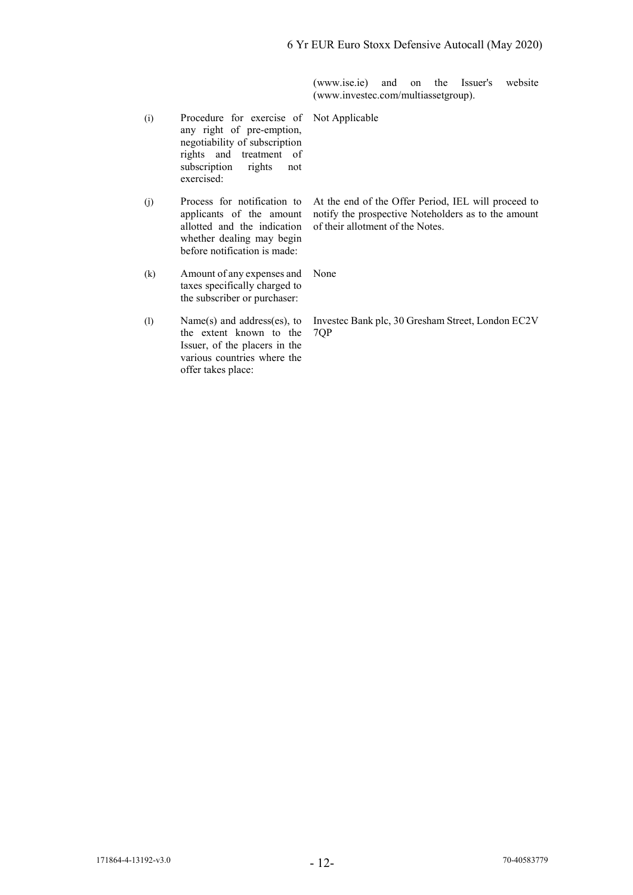(www.ise.ie) and on the Issuer's website (www.investec.com/multiassetgroup).

| | | |
|---|---|---|
| (i) | Procedure for exercise of any right of pre-emption, negotiability of subscription rights and treatment of subscription rights not exercised: | Not Applicable |
| (j) | Process for notification to applicants of the amount allotted and the indication whether dealing may begin before notification is made: | At the end of the Offer Period, IEL will proceed to notify the prospective Noteholders as to the amount of their allotment of the Notes. |
| (k) | Amount of any expenses and taxes specifically charged to the subscriber or purchaser: | None |
| (l) | Name(s) and address(es), to the extent known to the Issuer, of the placers in the various countries where the offer takes place: | Investec Bank plc, 30 Gresham Street, London EC2V 7QP |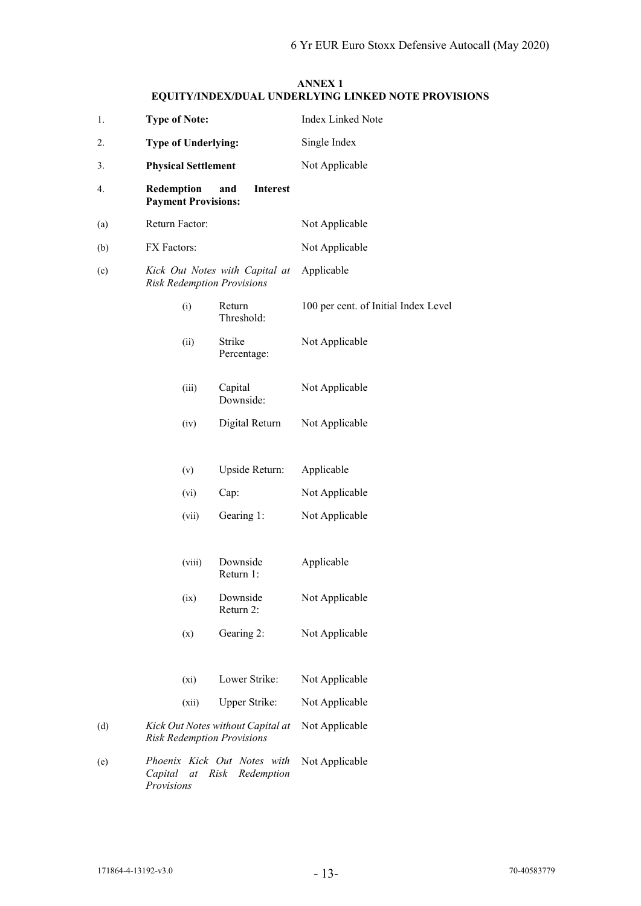## ANNEX 1
## EQUITY/INDEX/DUAL UNDERLYING LINKED NOTE PROVISIONS

| | | |
|---|---|---|
| 1. | **Type of Note:** | Index Linked Note |
| 2. | **Type of Underlying:** | Single Index |
| 3. | **Physical Settlement** | Not Applicable |
| 4. | **Redemption and Interest Payment Provisions:** | |
| (a) | Return Factor: | Not Applicable |
| (b) | FX Factors: | Not Applicable |
| (c) | *Kick Out Notes with Capital at Risk Redemption Provisions* | Applicable |
| | (i) Return Threshold: | 100 per cent. of Initial Index Level |
| | (ii) Strike Percentage: | Not Applicable |
| | (iii) Capital Downside: | Not Applicable |
| | (iv) Digital Return | Not Applicable |
| | (v) Upside Return: | Applicable |
| | (vi) Cap: | Not Applicable |
| | (vii) Gearing 1: | Not Applicable |
| | (viii) Downside Return 1: | Applicable |
| | (ix) Downside Return 2: | Not Applicable |
| | (x) Gearing 2: | Not Applicable |
| | (xi) Lower Strike: | Not Applicable |
| | (xii) Upper Strike: | Not Applicable |
| (d) | *Kick Out Notes without Capital at Risk Redemption Provisions* | Not Applicable |
| (e) | *Phoenix Kick Out Notes with Capital at Risk Redemption Provisions* | Not Applicable |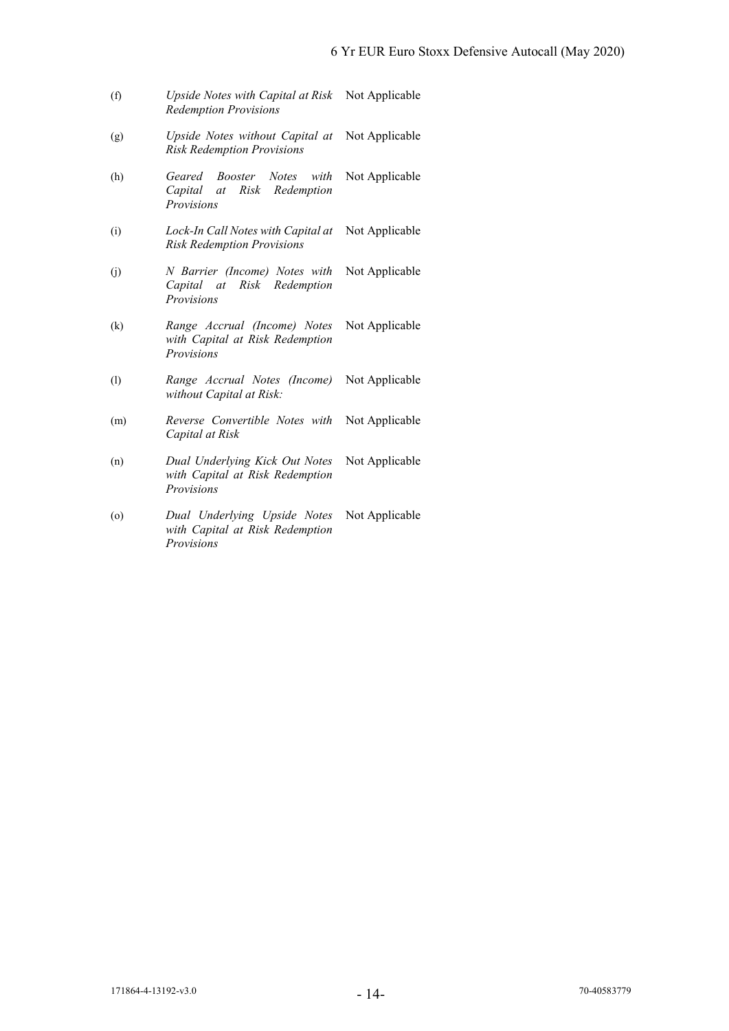| | | |
|---|---|---|
| (f) | *Upside Notes with Capital at Risk Redemption Provisions* | Not Applicable |
| (g) | *Upside Notes without Capital at Risk Redemption Provisions* | Not Applicable |
| (h) | *Geared Booster Notes with Capital at Risk Redemption Provisions* | Not Applicable |
| (i) | *Lock-In Call Notes with Capital at Risk Redemption Provisions* | Not Applicable |
| (j) | *N Barrier (Income) Notes with Capital at Risk Redemption Provisions* | Not Applicable |
| (k) | *Range Accrual (Income) Notes with Capital at Risk Redemption Provisions* | Not Applicable |
| (l) | *Range Accrual Notes (Income) without Capital at Risk:* | Not Applicable |
| (m) | *Reverse Convertible Notes with Capital at Risk* | Not Applicable |
| (n) | *Dual Underlying Kick Out Notes with Capital at Risk Redemption Provisions* | Not Applicable |
| (o) | *Dual Underlying Upside Notes with Capital at Risk Redemption Provisions* | Not Applicable |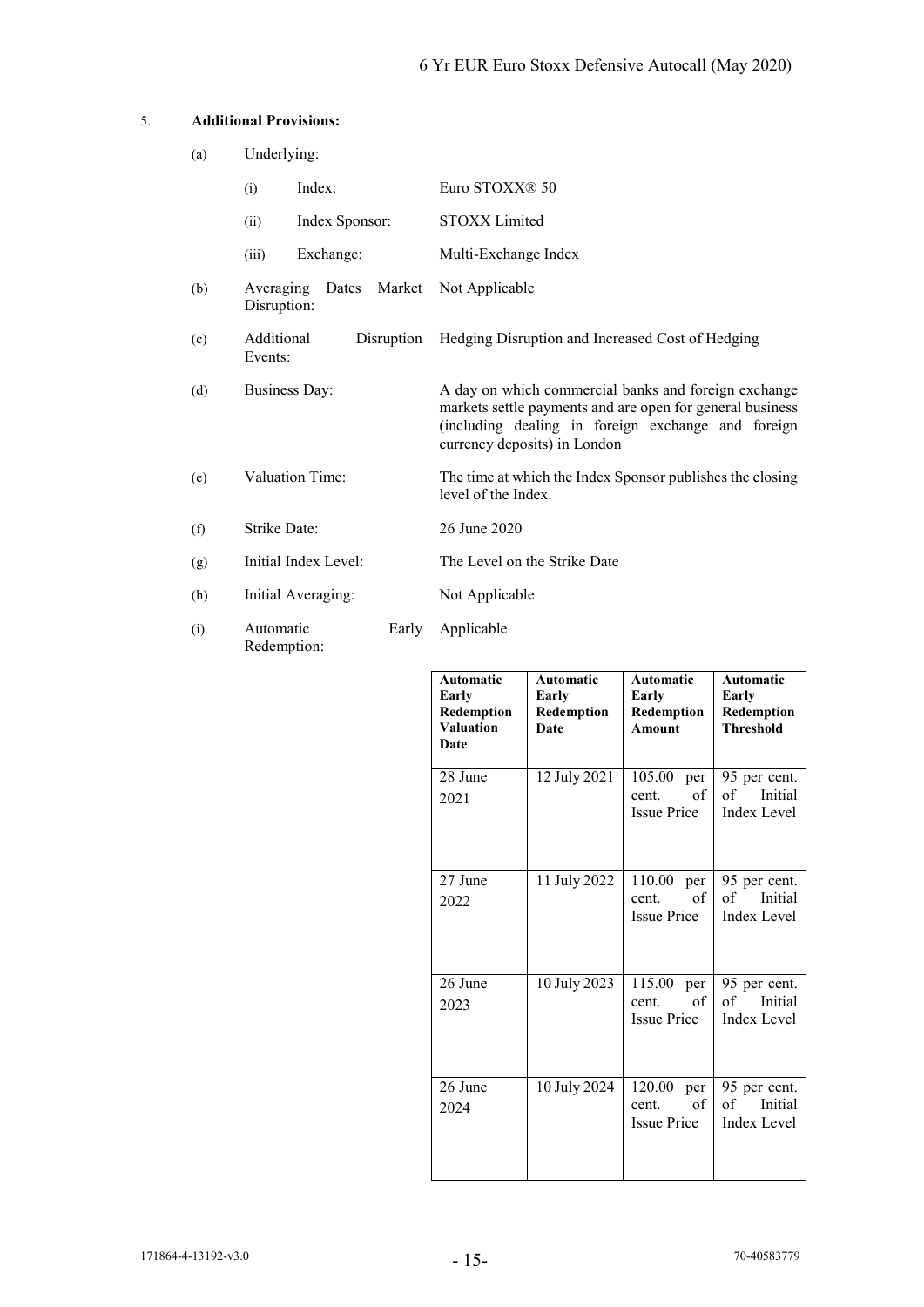5. **Additional Provisions:**

(a) Underlying:

(i) Index: Euro STOXX® 50

(ii) Index Sponsor: STOXX Limited

(iii) Exchange: Multi-Exchange Index

(b) Averaging Dates Market Disruption: Not Applicable

(c) Additional Disruption Events: Hedging Disruption and Increased Cost of Hedging

(d) Business Day: A day on which commercial banks and foreign exchange markets settle payments and are open for general business (including dealing in foreign exchange and foreign currency deposits) in London

(e) Valuation Time: The time at which the Index Sponsor publishes the closing level of the Index.

(f) Strike Date: 26 June 2020

(g) Initial Index Level: The Level on the Strike Date

(h) Initial Averaging: Not Applicable

(i) Automatic Early Redemption: Applicable

| Automatic Early Redemption Valuation Date | Automatic Early Redemption Date | Automatic Early Redemption Amount | Automatic Early Redemption Threshold |
|---|---|---|---|
| 28 June 2021 | 12 July 2021 | 105.00 per cent. of Issue Price | 95 per cent. of Initial Index Level |
| 27 June 2022 | 11 July 2022 | 110.00 per cent. of Issue Price | 95 per cent. of Initial Index Level |
| 26 June 2023 | 10 July 2023 | 115.00 per cent. of Issue Price | 95 per cent. of Initial Index Level |
| 26 June 2024 | 10 July 2024 | 120.00 per cent. of Issue Price | 95 per cent. of Initial Index Level |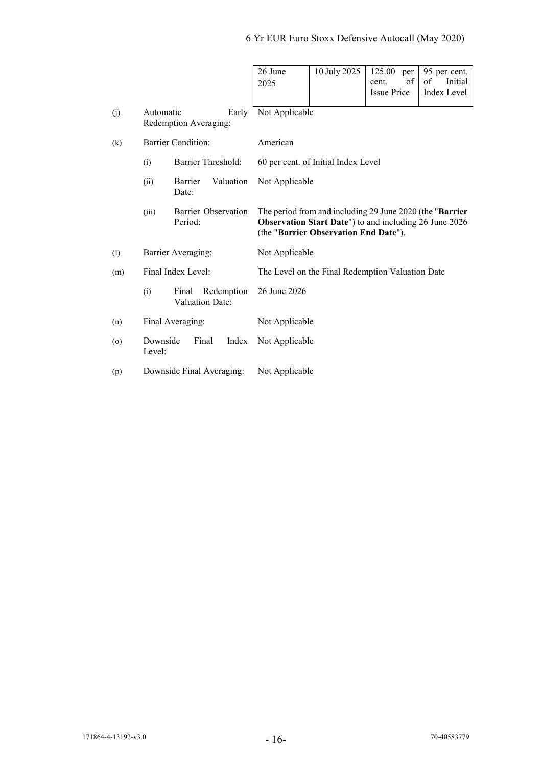| 26 June 2025 | 10 July 2025 | 125.00 per cent. of Issue Price | 95 per cent. of Initial Index Level |
|---|---|---|---|

(j) Automatic Early Redemption Averaging: Not Applicable

(k) Barrier Condition: American

(i) Barrier Threshold: 60 per cent. of Initial Index Level

(ii) Barrier Valuation Date: Not Applicable

(iii) Barrier Observation Period: The period from and including 29 June 2020 (the "**Barrier Observation Start Date**") to and including 26 June 2026 (the "**Barrier Observation End Date**").

(l) Barrier Averaging: Not Applicable

(m) Final Index Level: The Level on the Final Redemption Valuation Date

(i) Final Redemption Valuation Date: 26 June 2026

(n) Final Averaging: Not Applicable

(o) Downside Final Index Level: Not Applicable

(p) Downside Final Averaging: Not Applicable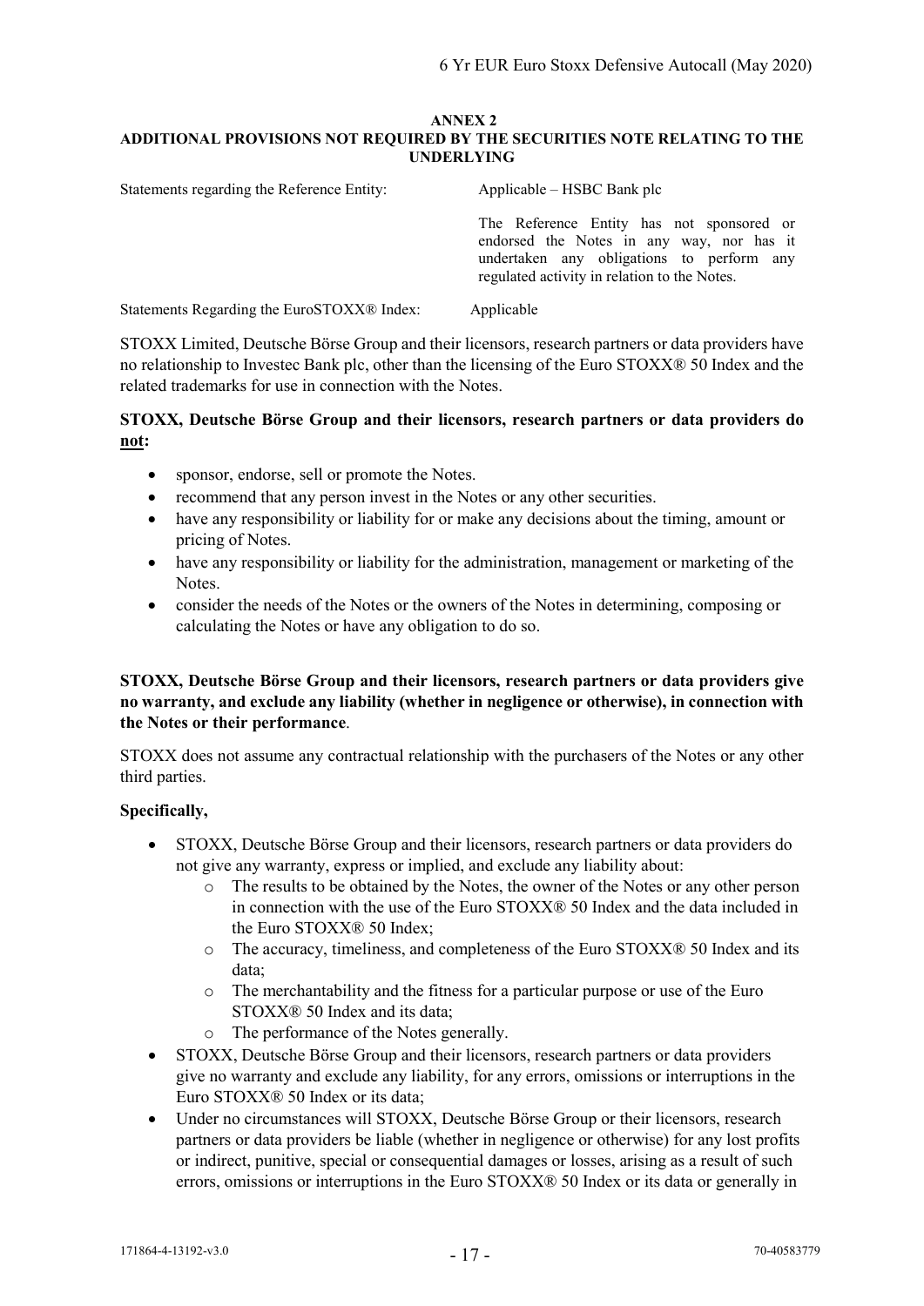**ANNEX 2**
**ADDITIONAL PROVISIONS NOT REQUIRED BY THE SECURITIES NOTE RELATING TO THE UNDERLYING**

| | |
|---|---|
| Statements regarding the Reference Entity: | Applicable – HSBC Bank plc<br><br>The Reference Entity has not sponsored or endorsed the Notes in any way, nor has it undertaken any obligations to perform any regulated activity in relation to the Notes. |
| Statements Regarding the EuroSTOXX® Index: | Applicable |

STOXX Limited, Deutsche Börse Group and their licensors, research partners or data providers have no relationship to Investec Bank plc, other than the licensing of the Euro STOXX® 50 Index and the related trademarks for use in connection with the Notes.

**STOXX, Deutsche Börse Group and their licensors, research partners or data providers do <u>not</u>:**

- sponsor, endorse, sell or promote the Notes.
- recommend that any person invest in the Notes or any other securities.
- have any responsibility or liability for or make any decisions about the timing, amount or pricing of Notes.
- have any responsibility or liability for the administration, management or marketing of the Notes.
- consider the needs of the Notes or the owners of the Notes in determining, composing or calculating the Notes or have any obligation to do so.

**STOXX, Deutsche Börse Group and their licensors, research partners or data providers give no warranty, and exclude any liability (whether in negligence or otherwise), in connection with the Notes or their performance**.

STOXX does not assume any contractual relationship with the purchasers of the Notes or any other third parties.

**Specifically,**

- STOXX, Deutsche Börse Group and their licensors, research partners or data providers do not give any warranty, express or implied, and exclude any liability about:
  - The results to be obtained by the Notes, the owner of the Notes or any other person in connection with the use of the Euro STOXX® 50 Index and the data included in the Euro STOXX® 50 Index;
  - The accuracy, timeliness, and completeness of the Euro STOXX® 50 Index and its data;
  - The merchantability and the fitness for a particular purpose or use of the Euro STOXX® 50 Index and its data;
  - The performance of the Notes generally.
- STOXX, Deutsche Börse Group and their licensors, research partners or data providers give no warranty and exclude any liability, for any errors, omissions or interruptions in the Euro STOXX® 50 Index or its data;
- Under no circumstances will STOXX, Deutsche Börse Group or their licensors, research partners or data providers be liable (whether in negligence or otherwise) for any lost profits or indirect, punitive, special or consequential damages or losses, arising as a result of such errors, omissions or interruptions in the Euro STOXX® 50 Index or its data or generally in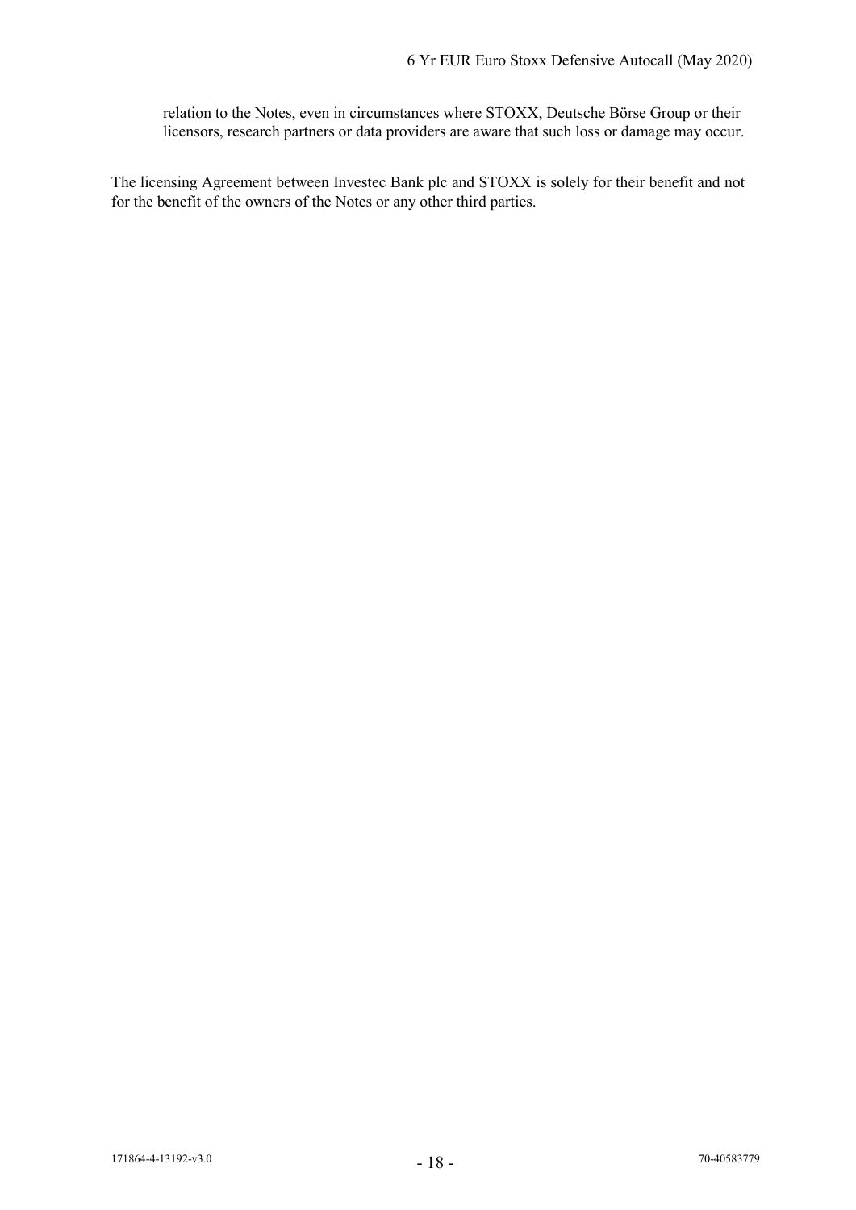relation to the Notes, even in circumstances where STOXX, Deutsche Börse Group or their licensors, research partners or data providers are aware that such loss or damage may occur.

The licensing Agreement between Investec Bank plc and STOXX is solely for their benefit and not for the benefit of the owners of the Notes or any other third parties.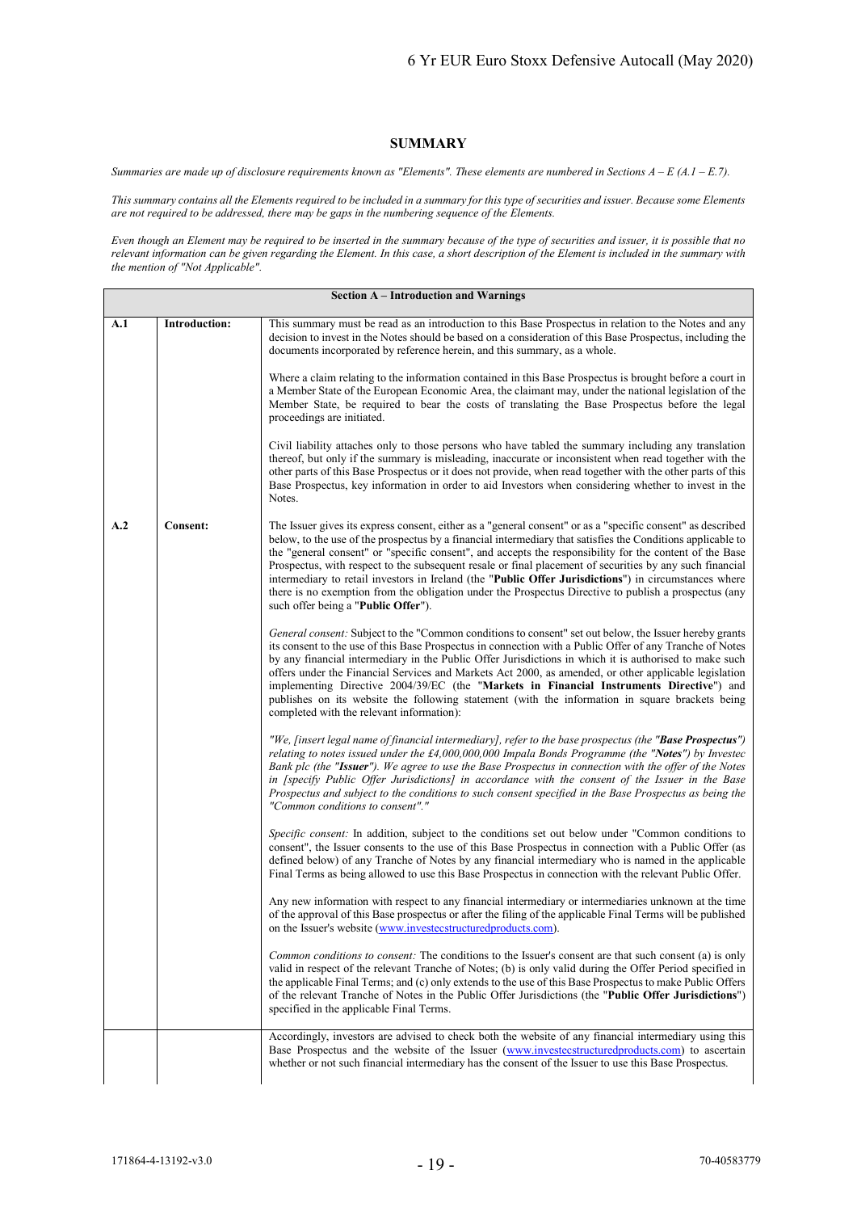## SUMMARY

*Summaries are made up of disclosure requirements known as "Elements". These elements are numbered in Sections A – E (A.1 – E.7).*

*This summary contains all the Elements required to be included in a summary for this type of securities and issuer. Because some Elements are not required to be addressed, there may be gaps in the numbering sequence of the Elements.*

*Even though an Element may be required to be inserted in the summary because of the type of securities and issuer, it is possible that no relevant information can be given regarding the Element. In this case, a short description of the Element is included in the summary with the mention of "Not Applicable".*

| **Section A – Introduction and Warnings** | | |
|---|---|---|
| **A.1** | **Introduction:** | This summary must be read as an introduction to this Base Prospectus in relation to the Notes and any decision to invest in the Notes should be based on a consideration of this Base Prospectus, including the documents incorporated by reference herein, and this summary, as a whole.<br><br>Where a claim relating to the information contained in this Base Prospectus is brought before a court in a Member State of the European Economic Area, the claimant may, under the national legislation of the Member State, be required to bear the costs of translating the Base Prospectus before the legal proceedings are initiated.<br><br>Civil liability attaches only to those persons who have tabled the summary including any translation thereof, but only if the summary is misleading, inaccurate or inconsistent when read together with the other parts of this Base Prospectus or it does not provide, when read together with the other parts of this Base Prospectus, key information in order to aid Investors when considering whether to invest in the Notes. |
| **A.2** | **Consent:** | The Issuer gives its express consent, either as a "general consent" or as a "specific consent" as described below, to the use of the prospectus by a financial intermediary that satisfies the Conditions applicable to the "general consent" or "specific consent", and accepts the responsibility for the content of the Base Prospectus, with respect to the subsequent resale or final placement of securities by any such financial intermediary to retail investors in Ireland (the "**Public Offer Jurisdictions**") in circumstances where there is no exemption from the obligation under the Prospectus Directive to publish a prospectus (any such offer being a "**Public Offer**").<br><br>*General consent:* Subject to the "Common conditions to consent" set out below, the Issuer hereby grants its consent to the use of this Base Prospectus in connection with a Public Offer of any Tranche of Notes by any financial intermediary in the Public Offer Jurisdictions in which it is authorised to make such offers under the Financial Services and Markets Act 2000, as amended, or other applicable legislation implementing Directive 2004/39/EC (the "**Markets in Financial Instruments Directive**") and publishes on its website the following statement (with the information in square brackets being completed with the relevant information):<br><br>*"We, [insert legal name of financial intermediary], refer to the base prospectus (the "**Base Prospectus**") relating to notes issued under the £4,000,000,000 Impala Bonds Programme (the "**Notes**") by Investec Bank plc (the "**Issuer**"). We agree to use the Base Prospectus in connection with the offer of the Notes in [specify Public Offer Jurisdictions] in accordance with the consent of the Issuer in the Base Prospectus and subject to the conditions to such consent specified in the Base Prospectus as being the "Common conditions to consent"."*<br><br>*Specific consent:* In addition, subject to the conditions set out below under "Common conditions to consent", the Issuer consents to the use of this Base Prospectus in connection with a Public Offer (as defined below) of any Tranche of Notes by any financial intermediary who is named in the applicable Final Terms as being allowed to use this Base Prospectus in connection with the relevant Public Offer.<br><br>Any new information with respect to any financial intermediary or intermediaries unknown at the time of the approval of this Base prospectus or after the filing of the applicable Final Terms will be published on the Issuer's website (www.investecstructuredproducts.com).<br><br>*Common conditions to consent:* The conditions to the Issuer's consent are that such consent (a) is only valid in respect of the relevant Tranche of Notes; (b) is only valid during the Offer Period specified in the applicable Final Terms; and (c) only extends to the use of this Base Prospectus to make Public Offers of the relevant Tranche of Notes in the Public Offer Jurisdictions (the "**Public Offer Jurisdictions**") specified in the applicable Final Terms. |
| | | Accordingly, investors are advised to check both the website of any financial intermediary using this Base Prospectus and the website of the Issuer (www.investecstructuredproducts.com) to ascertain whether or not such financial intermediary has the consent of the Issuer to use this Base Prospectus. |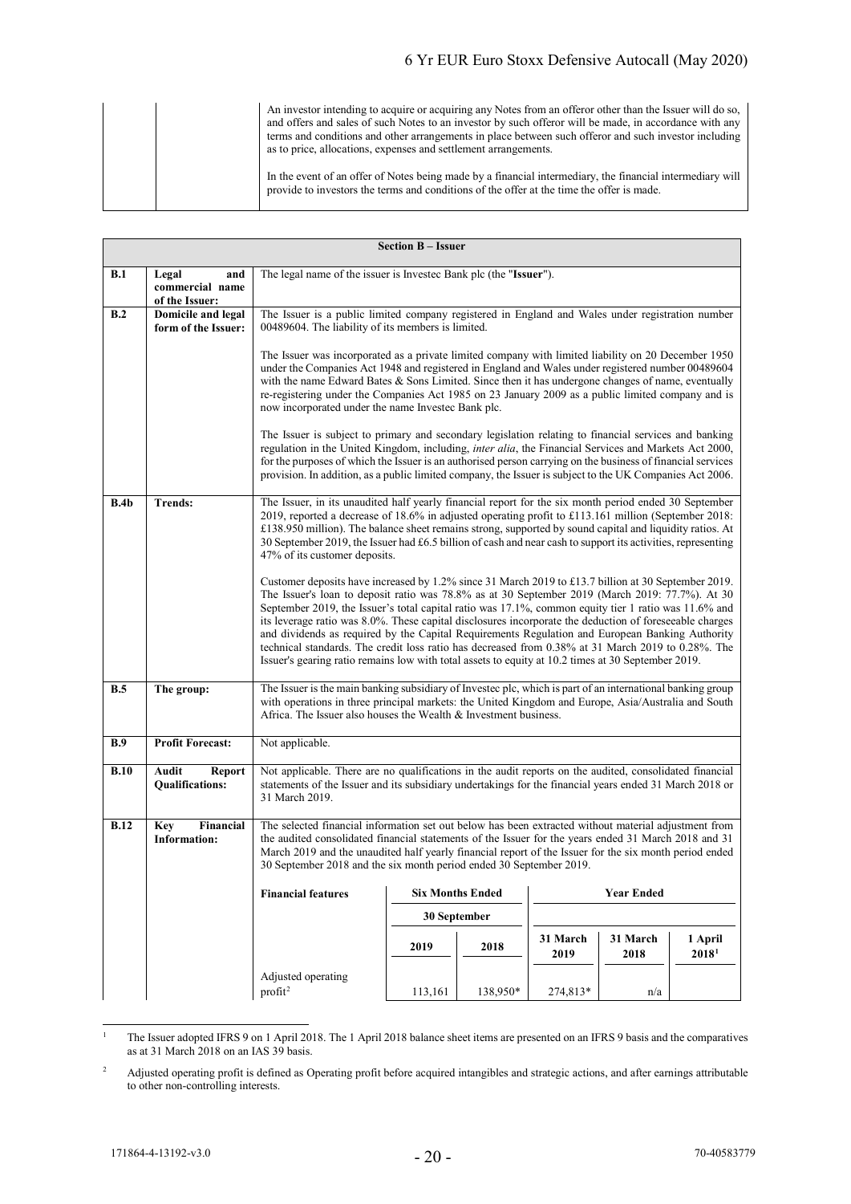| | | |
|---|---|---|
| | | An investor intending to acquire or acquiring any Notes from an offeror other than the Issuer will do so, and offers and sales of such Notes to an investor by such offeror will be made, in accordance with any terms and conditions and other arrangements in place between such offeror and such investor including as to price, allocations, expenses and settlement arrangements.<br><br>In the event of an offer of Notes being made by a financial intermediary, the financial intermediary will provide to investors the terms and conditions of the offer at the time the offer is made. |

| **Section B – Issuer** | | |
|---|---|---|
| **B.1** | **Legal and commercial name of the Issuer:** | The legal name of the issuer is Investec Bank plc (the "**Issuer**"). |
| **B.2** | **Domicile and legal form of the Issuer:** | The Issuer is a public limited company registered in England and Wales under registration number 00489604. The liability of its members is limited.<br><br>The Issuer was incorporated as a private limited company with limited liability on 20 December 1950 under the Companies Act 1948 and registered in England and Wales under registered number 00489604 with the name Edward Bates & Sons Limited. Since then it has undergone changes of name, eventually re-registering under the Companies Act 1985 on 23 January 2009 as a public limited company and is now incorporated under the name Investec Bank plc.<br><br>The Issuer is subject to primary and secondary legislation relating to financial services and banking regulation in the United Kingdom, including, *inter alia*, the Financial Services and Markets Act 2000, for the purposes of which the Issuer is an authorised person carrying on the business of financial services provision. In addition, as a public limited company, the Issuer is subject to the UK Companies Act 2006. |
| **B.4b** | **Trends:** | The Issuer, in its unaudited half yearly financial report for the six month period ended 30 September 2019, reported a decrease of 18.6% in adjusted operating profit to £113.161 million (September 2018: £138.950 million). The balance sheet remains strong, supported by sound capital and liquidity ratios. At 30 September 2019, the Issuer had £6.5 billion of cash and near cash to support its activities, representing 47% of its customer deposits.<br><br>Customer deposits have increased by 1.2% since 31 March 2019 to £13.7 billion at 30 September 2019. The Issuer's loan to deposit ratio was 78.8% as at 30 September 2019 (March 2019: 77.7%). At 30 September 2019, the Issuer's total capital ratio was 17.1%, common equity tier 1 ratio was 11.6% and its leverage ratio was 8.0%. These capital disclosures incorporate the deduction of foreseeable charges and dividends as required by the Capital Requirements Regulation and European Banking Authority technical standards. The credit loss ratio has decreased from 0.38% at 31 March 2019 to 0.28%. The Issuer's gearing ratio remains low with total assets to equity at 10.2 times at 30 September 2019. |
| **B.5** | **The group:** | The Issuer is the main banking subsidiary of Investec plc, which is part of an international banking group with operations in three principal markets: the United Kingdom and Europe, Asia/Australia and South Africa. The Issuer also houses the Wealth & Investment business. |
| **B.9** | **Profit Forecast:** | Not applicable. |
| **B.10** | **Audit Report Qualifications:** | Not applicable. There are no qualifications in the audit reports on the audited, consolidated financial statements of the Issuer and its subsidiary undertakings for the financial years ended 31 March 2018 or 31 March 2019. |
| **B.12** | **Key Financial Information:** | The selected financial information set out below has been extracted without material adjustment from the audited consolidated financial statements of the Issuer for the years ended 31 March 2018 and 31 March 2019 and the unaudited half yearly financial report of the Issuer for the six month period ended 30 September 2018 and the six month period ended 30 September 2019. |

| **Financial features** | **Six Months Ended** | | **Year Ended** | | |
|---|---|---|---|---|---|
| | **30 September** | | | | |
| | **2019** | **2018** | **31 March 2019** | **31 March 2018** | **1 April 2018[1]** |
| Adjusted operating profit[2] | 113,161 | 138,950* | 274,813* | n/a | |

[1] The Issuer adopted IFRS 9 on 1 April 2018. The 1 April 2018 balance sheet items are presented on an IFRS 9 basis and the comparatives as at 31 March 2018 on an IAS 39 basis.

[2] Adjusted operating profit is defined as Operating profit before acquired intangibles and strategic actions, and after earnings attributable to other non-controlling interests.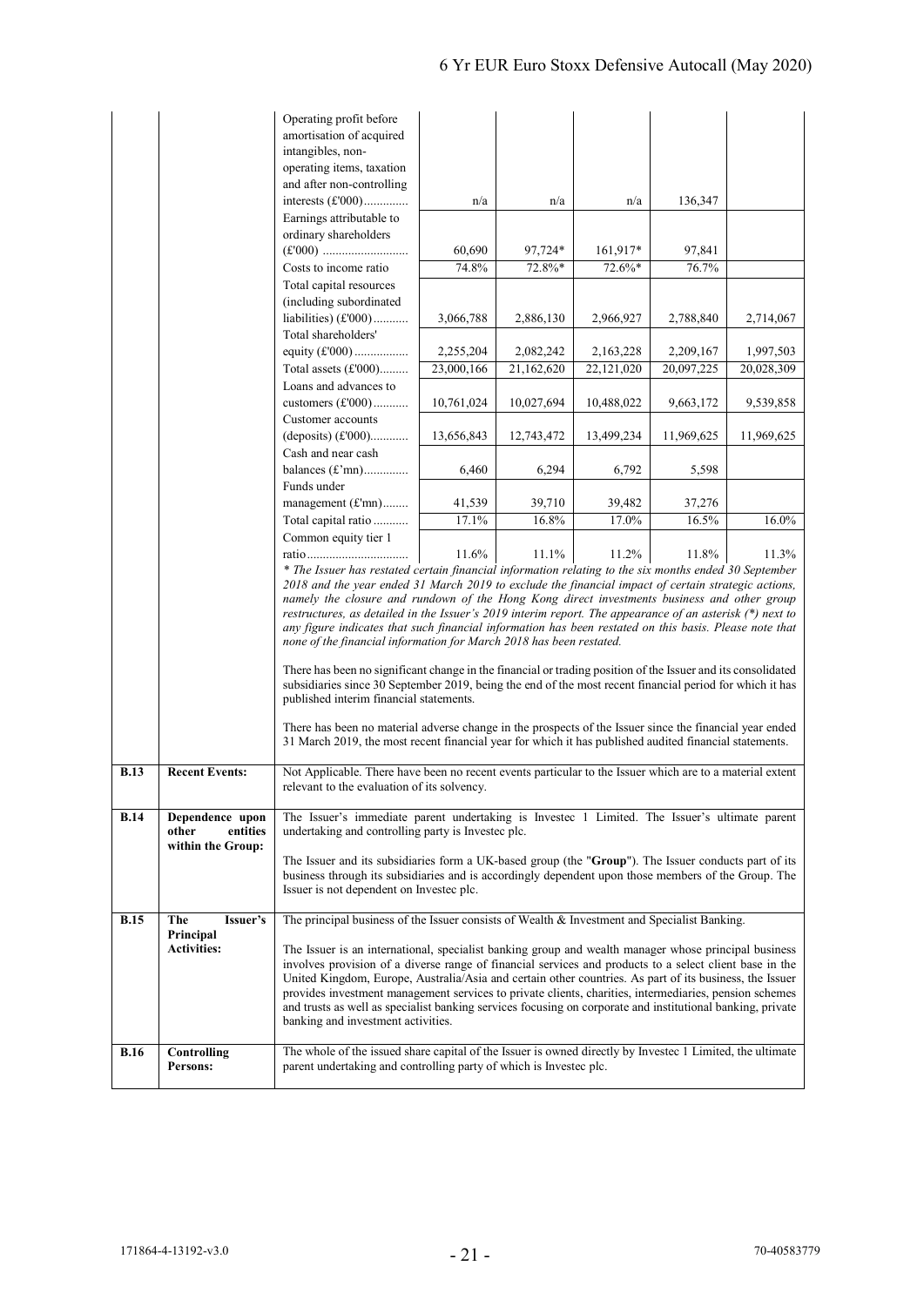| | | | | | | |
|---|---|---|---|---|---|---|
| | | | | | | |
| | Operating profit before amortisation of acquired intangibles, non-operating items, taxation and after non-controlling interests (£'000)............. | n/a | n/a | n/a | 136,347 | |
| | Earnings attributable to ordinary shareholders (£'000) ........................... | 60,690 | 97,724* | 161,917* | 97,841 | |
| | Costs to income ratio | 74.8% | 72.8%* | 72.6%* | 76.7% | |
| | Total capital resources (including subordinated liabilities) (£'000)........... | 3,066,788 | 2,886,130 | 2,966,927 | 2,788,840 | 2,714,067 |
| | Total shareholders' equity (£'000)................. | 2,255,204 | 2,082,242 | 2,163,228 | 2,209,167 | 1,997,503 |
| | Total assets (£'000)......... | 23,000,166 | 21,162,620 | 22,121,020 | 20,097,225 | 20,028,309 |
| | Loans and advances to customers (£'000)........... | 10,761,024 | 10,027,694 | 10,488,022 | 9,663,172 | 9,539,858 |
| | Customer accounts (deposits) (£'000)........... | 13,656,843 | 12,743,472 | 13,499,234 | 11,969,625 | 11,969,625 |
| | Cash and near cash balances (£'mn).............. | 6,460 | 6,294 | 6,792 | 5,598 | |
| | Funds under management (£'mn)........ | 41,539 | 39,710 | 39,482 | 37,276 | |
| | Total capital ratio ........... | 17.1% | 16.8% | 17.0% | 16.5% | 16.0% |
| | Common equity tier 1 ratio................................ | 11.6% | 11.1% | 11.2% | 11.8% | 11.3% |

*\* The Issuer has restated certain financial information relating to the six months ended 30 September 2018 and the year ended 31 March 2019 to exclude the financial impact of certain strategic actions, namely the closure and rundown of the Hong Kong direct investments business and other group restructures, as detailed in the Issuer's 2019 interim report. The appearance of an asterisk (\*) next to any figure indicates that such financial information has been restated on this basis. Please note that none of the financial information for March 2018 has been restated.*

There has been no significant change in the financial or trading position of the Issuer and its consolidated subsidiaries since 30 September 2019, being the end of the most recent financial period for which it has published interim financial statements.

There has been no material adverse change in the prospects of the Issuer since the financial year ended 31 March 2019, the most recent financial year for which it has published audited financial statements.

| | | |
|---|---|---|
| **B.13** | **Recent Events:** | Not Applicable. There have been no recent events particular to the Issuer which are to a material extent relevant to the evaluation of its solvency. |
| **B.14** | **Dependence upon other entities within the Group:** | The Issuer's immediate parent undertaking is Investec 1 Limited. The Issuer's ultimate parent undertaking and controlling party is Investec plc.<br><br>The Issuer and its subsidiaries form a UK-based group (the "**Group**"). The Issuer conducts part of its business through its subsidiaries and is accordingly dependent upon those members of the Group. The Issuer is not dependent on Investec plc. |
| **B.15** | **The Issuer's Principal Activities:** | The principal business of the Issuer consists of Wealth & Investment and Specialist Banking.<br><br>The Issuer is an international, specialist banking group and wealth manager whose principal business involves provision of a diverse range of financial services and products to a select client base in the United Kingdom, Europe, Australia/Asia and certain other countries. As part of its business, the Issuer provides investment management services to private clients, charities, intermediaries, pension schemes and trusts as well as specialist banking services focusing on corporate and institutional banking, private banking and investment activities. |
| **B.16** | **Controlling Persons:** | The whole of the issued share capital of the Issuer is owned directly by Investec 1 Limited, the ultimate parent undertaking and controlling party of which is Investec plc. |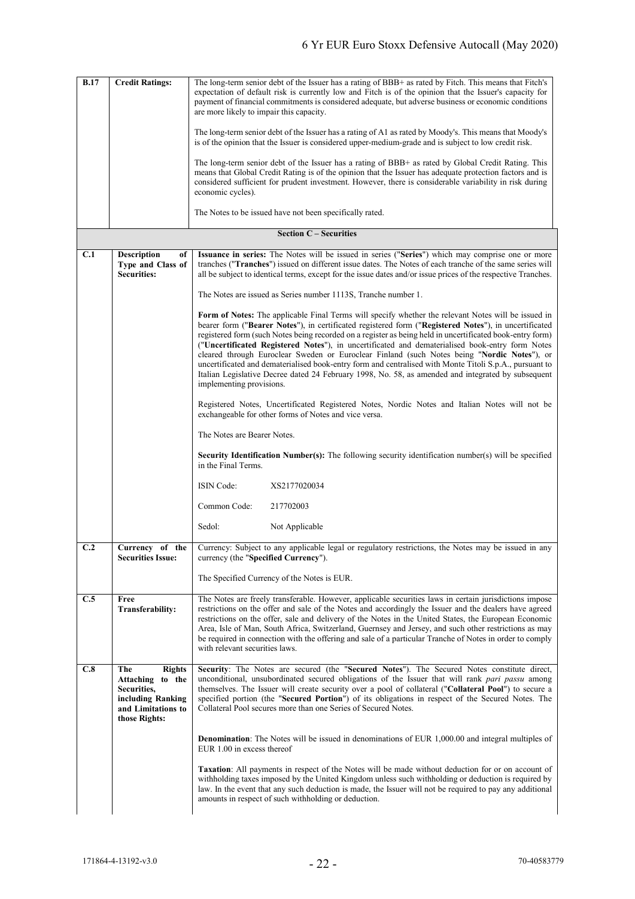| | | |
|---|---|---|
| **B.17** | **Credit Ratings:** | The long-term senior debt of the Issuer has a rating of BBB+ as rated by Fitch. This means that Fitch's expectation of default risk is currently low and Fitch is of the opinion that the Issuer's capacity for payment of financial commitments is considered adequate, but adverse business or economic conditions are more likely to impair this capacity.<br><br>The long-term senior debt of the Issuer has a rating of A1 as rated by Moody's. This means that Moody's is of the opinion that the Issuer is considered upper-medium-grade and is subject to low credit risk.<br><br>The long-term senior debt of the Issuer has a rating of BBB+ as rated by Global Credit Rating. This means that Global Credit Rating is of the opinion that the Issuer has adequate protection factors and is considered sufficient for prudent investment. However, there is considerable variability in risk during economic cycles).<br><br>The Notes to be issued have not been specifically rated. |
| | | **Section C – Securities** |
| **C.1** | **Description of Type and Class of Securities:** | **Issuance in series:** The Notes will be issued in series ("**Series**") which may comprise one or more tranches ("**Tranches**") issued on different issue dates. The Notes of each tranche of the same series will all be subject to identical terms, except for the issue dates and/or issue prices of the respective Tranches.<br><br>The Notes are issued as Series number 1113S, Tranche number 1.<br><br>**Form of Notes:** The applicable Final Terms will specify whether the relevant Notes will be issued in bearer form ("**Bearer Notes**"), in certificated registered form ("**Registered Notes**"), in uncertificated registered form (such Notes being recorded on a register as being held in uncertificated book-entry form) ("**Uncertificated Registered Notes**"), in uncertificated and dematerialised book-entry form Notes cleared through Euroclear Sweden or Euroclear Finland (such Notes being "**Nordic Notes**"), or uncertificated and dematerialised book-entry form and centralised with Monte Titoli S.p.A., pursuant to Italian Legislative Decree dated 24 February 1998, No. 58, as amended and integrated by subsequent implementing provisions.<br><br>Registered Notes, Uncertificated Registered Notes, Nordic Notes and Italian Notes will not be exchangeable for other forms of Notes and vice versa.<br><br>The Notes are Bearer Notes.<br><br>**Security Identification Number(s):** The following security identification number(s) will be specified in the Final Terms.<br><br>ISIN Code: XS2177020034<br><br>Common Code: 217702003<br><br>Sedol: Not Applicable |
| **C.2** | **Currency of the Securities Issue:** | Currency: Subject to any applicable legal or regulatory restrictions, the Notes may be issued in any currency (the "**Specified Currency**").<br><br>The Specified Currency of the Notes is EUR. |
| **C.5** | **Free Transferability:** | The Notes are freely transferable. However, applicable securities laws in certain jurisdictions impose restrictions on the offer and sale of the Notes and accordingly the Issuer and the dealers have agreed restrictions on the offer, sale and delivery of the Notes in the United States, the European Economic Area, Isle of Man, South Africa, Switzerland, Guernsey and Jersey, and such other restrictions as may be required in connection with the offering and sale of a particular Tranche of Notes in order to comply with relevant securities laws. |
| **C.8** | **The Rights Attaching to the Securities, including Ranking and Limitations to those Rights:** | **Security**: The Notes are secured (the "**Secured Notes**"). The Secured Notes constitute direct, unconditional, unsubordinated secured obligations of the Issuer that will rank *pari passu* among themselves. The Issuer will create security over a pool of collateral ("**Collateral Pool**") to secure a specified portion (the "**Secured Portion**") of its obligations in respect of the Secured Notes. The Collateral Pool secures more than one Series of Secured Notes.<br><br>**Denomination**: The Notes will be issued in denominations of EUR 1,000.00 and integral multiples of EUR 1.00 in excess thereof<br><br>**Taxation**: All payments in respect of the Notes will be made without deduction for or on account of withholding taxes imposed by the United Kingdom unless such withholding or deduction is required by law. In the event that any such deduction is made, the Issuer will not be required to pay any additional amounts in respect of such withholding or deduction. |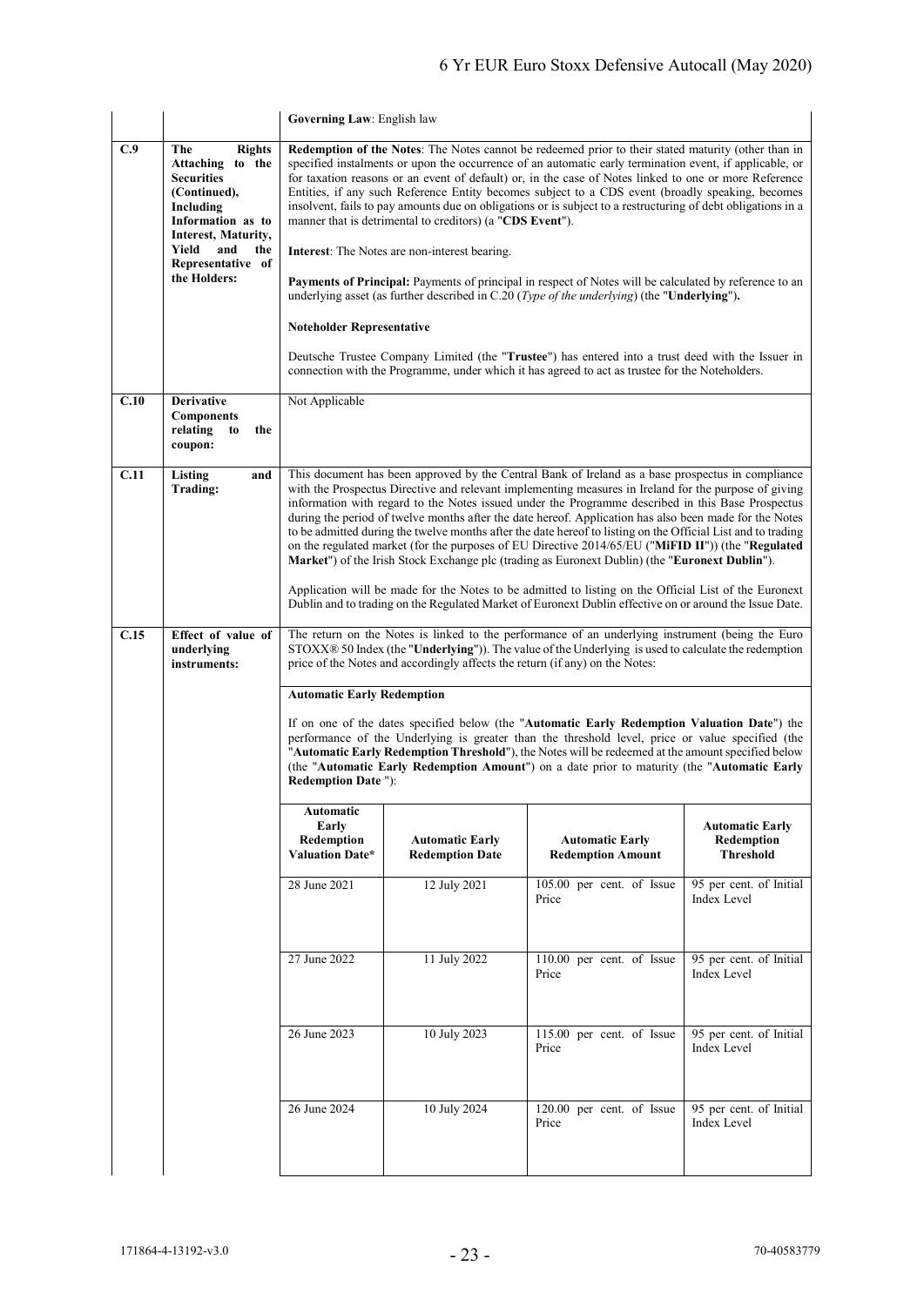| | | |
|---|---|---|
| | | **Governing Law**: English law |
| **C.9** | **The Rights Attaching to the Securities (Continued), Including Information as to Interest, Maturity, Yield and the Representative of the Holders:** | **Redemption of the Notes**: The Notes cannot be redeemed prior to their stated maturity (other than in specified instalments or upon the occurrence of an automatic early termination event, if applicable, or for taxation reasons or an event of default) or, in the case of Notes linked to one or more Reference Entities, if any such Reference Entity becomes subject to a CDS event (broadly speaking, becomes insolvent, fails to pay amounts due on obligations or is subject to a restructuring of debt obligations in a manner that is detrimental to creditors) (a "**CDS Event**").<br><br>**Interest**: The Notes are non-interest bearing.<br><br>**Payments of Principal:** Payments of principal in respect of Notes will be calculated by reference to an underlying asset (as further described in C.20 (*Type of the underlying*) (the "**Underlying**").<br><br>**Noteholder Representative**<br><br>Deutsche Trustee Company Limited (the "**Trustee**") has entered into a trust deed with the Issuer in connection with the Programme, under which it has agreed to act as trustee for the Noteholders. |
| **C.10** | **Derivative Components relating to the coupon:** | Not Applicable |
| **C.11** | **Listing and Trading:** | This document has been approved by the Central Bank of Ireland as a base prospectus in compliance with the Prospectus Directive and relevant implementing measures in Ireland for the purpose of giving information with regard to the Notes issued under the Programme described in this Base Prospectus during the period of twelve months after the date hereof. Application has also been made for the Notes to be admitted during the twelve months after the date hereof to listing on the Official List and to trading on the regulated market (for the purposes of EU Directive 2014/65/EU ("**MiFID II**")) (the "**Regulated Market**") of the Irish Stock Exchange plc (trading as Euronext Dublin) (the "**Euronext Dublin**").<br><br>Application will be made for the Notes to be admitted to listing on the Official List of the Euronext Dublin and to trading on the Regulated Market of Euronext Dublin effective on or around the Issue Date. |
| **C.15** | **Effect of value of underlying instruments:** | The return on the Notes is linked to the performance of an underlying instrument (being the Euro STOXX® 50 Index (the "**Underlying**")). The value of the Underlying is used to calculate the redemption price of the Notes and accordingly affects the return (if any) on the Notes:<br><br>**Automatic Early Redemption**<br><br>If on one of the dates specified below (the "**Automatic Early Redemption Valuation Date**") the performance of the Underlying is greater than the threshold level, price or value specified (the "**Automatic Early Redemption Threshold**"), the Notes will be redeemed at the amount specified below (the "**Automatic Early Redemption Amount**") on a date prior to maturity (the "**Automatic Early Redemption Date** "): |

| Automatic Early Redemption Valuation Date* | Automatic Early Redemption Date | Automatic Early Redemption Amount | Automatic Early Redemption Threshold |
|---|---|---|---|
| 28 June 2021 | 12 July 2021 | 105.00 per cent. of Issue Price | 95 per cent. of Initial Index Level |
| 27 June 2022 | 11 July 2022 | 110.00 per cent. of Issue Price | 95 per cent. of Initial Index Level |
| 26 June 2023 | 10 July 2023 | 115.00 per cent. of Issue Price | 95 per cent. of Initial Index Level |
| 26 June 2024 | 10 July 2024 | 120.00 per cent. of Issue Price | 95 per cent. of Initial Index Level |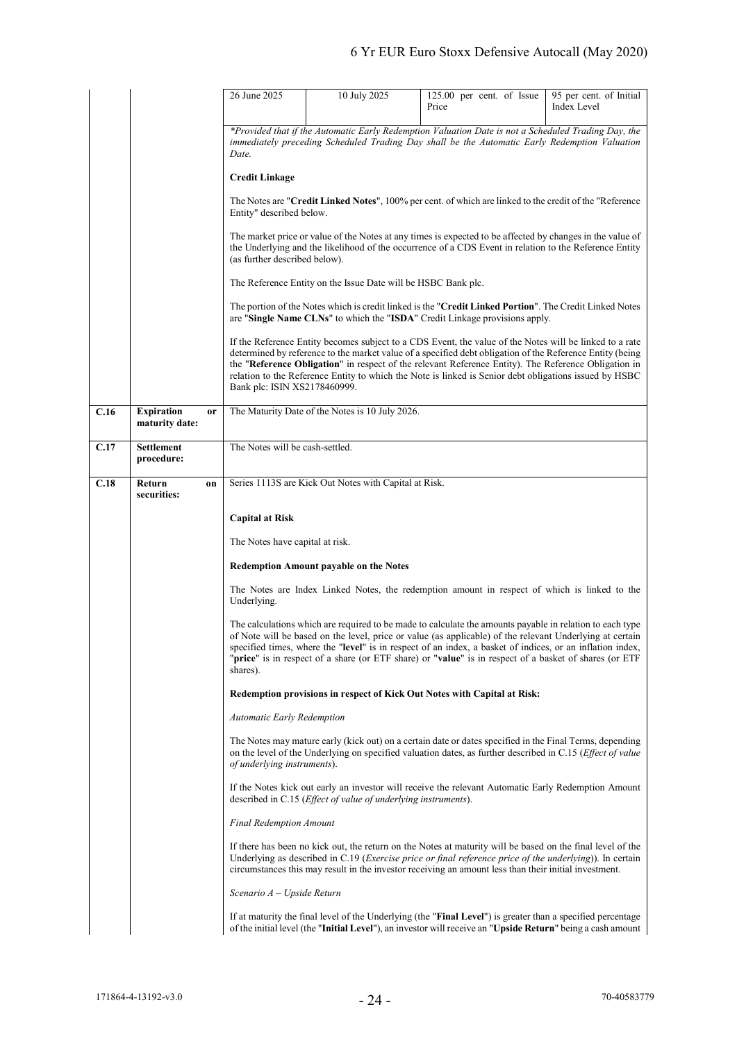| | | | | | |
|---|---|---|---|---|---|
| | | 26 June 2025 | 10 July 2025 | 125.00 per cent. of Issue Price | 95 per cent. of Initial Index Level |

*Provided that if the Automatic Early Redemption Valuation Date is not a Scheduled Trading Day, the immediately preceding Scheduled Trading Day shall be the Automatic Early Redemption Valuation Date.*

**Credit Linkage**

The Notes are "**Credit Linked Notes**", 100% per cent. of which are linked to the credit of the "Reference Entity" described below.

The market price or value of the Notes at any times is expected to be affected by changes in the value of the Underlying and the likelihood of the occurrence of a CDS Event in relation to the Reference Entity (as further described below).

The Reference Entity on the Issue Date will be HSBC Bank plc.

The portion of the Notes which is credit linked is the "**Credit Linked Portion**". The Credit Linked Notes are "**Single Name CLNs**" to which the "**ISDA**" Credit Linkage provisions apply.

If the Reference Entity becomes subject to a CDS Event, the value of the Notes will be linked to a rate determined by reference to the market value of a specified debt obligation of the Reference Entity (being the "**Reference Obligation**" in respect of the relevant Reference Entity). The Reference Obligation in relation to the Reference Entity to which the Note is linked is Senior debt obligations issued by HSBC Bank plc: ISIN XS2178460999.

| | | |
|---|---|---|
| **C.16** | **Expiration or maturity date:** | The Maturity Date of the Notes is 10 July 2026. |
| **C.17** | **Settlement procedure:** | The Notes will be cash-settled. |
| **C.18** | **Return on securities:** | Series 1113S are Kick Out Notes with Capital at Risk. |

**Capital at Risk**

The Notes have capital at risk.

**Redemption Amount payable on the Notes**

The Notes are Index Linked Notes, the redemption amount in respect of which is linked to the Underlying.

The calculations which are required to be made to calculate the amounts payable in relation to each type of Note will be based on the level, price or value (as applicable) of the relevant Underlying at certain specified times, where the "**level**" is in respect of an index, a basket of indices, or an inflation index, "**price**" is in respect of a share (or ETF share) or "**value**" is in respect of a basket of shares (or ETF shares).

**Redemption provisions in respect of Kick Out Notes with Capital at Risk:**

*Automatic Early Redemption*

The Notes may mature early (kick out) on a certain date or dates specified in the Final Terms, depending on the level of the Underlying on specified valuation dates, as further described in C.15 (*Effect of value of underlying instruments*).

If the Notes kick out early an investor will receive the relevant Automatic Early Redemption Amount described in C.15 (*Effect of value of underlying instruments*).

*Final Redemption Amount*

If there has been no kick out, the return on the Notes at maturity will be based on the final level of the Underlying as described in C.19 (*Exercise price or final reference price of the underlying*)). In certain circumstances this may result in the investor receiving an amount less than their initial investment.

*Scenario A – Upside Return*

If at maturity the final level of the Underlying (the "**Final Level**") is greater than a specified percentage of the initial level (the "**Initial Level**"), an investor will receive an "**Upside Return**" being a cash amount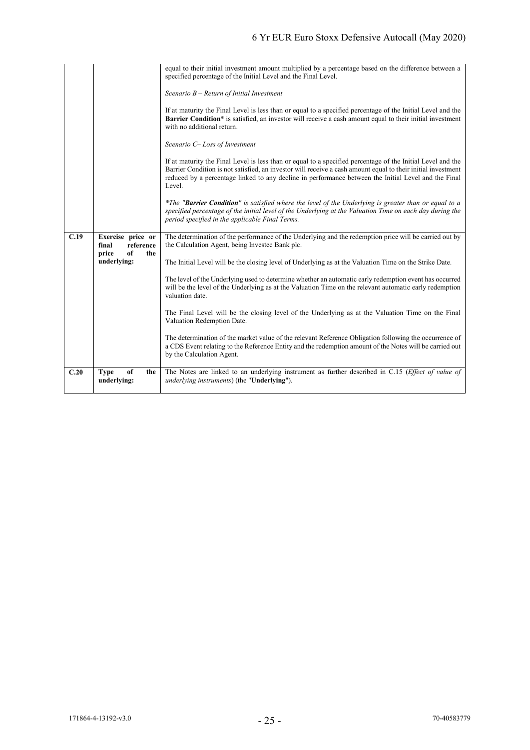| | | |
|---|---|---|
| | | equal to their initial investment amount multiplied by a percentage based on the difference between a specified percentage of the Initial Level and the Final Level.<br><br>*Scenario B – Return of Initial Investment*<br><br>If at maturity the Final Level is less than or equal to a specified percentage of the Initial Level and the **Barrier Condition*** is satisfied, an investor will receive a cash amount equal to their initial investment with no additional return.<br><br>*Scenario C– Loss of Investment*<br><br>If at maturity the Final Level is less than or equal to a specified percentage of the Initial Level and the Barrier Condition is not satisfied, an investor will receive a cash amount equal to their initial investment reduced by a percentage linked to any decline in performance between the Initial Level and the Final Level.<br><br>*\*The "**Barrier Condition**" is satisfied where the level of the Underlying is greater than or equal to a specified percentage of the initial level of the Underlying at the Valuation Time on each day during the period specified in the applicable Final Terms.* |
| **C.19** | **Exercise price or final reference price of the underlying:** | The determination of the performance of the Underlying and the redemption price will be carried out by the Calculation Agent, being Investec Bank plc.<br><br>The Initial Level will be the closing level of Underlying as at the Valuation Time on the Strike Date.<br><br>The level of the Underlying used to determine whether an automatic early redemption event has occurred will be the level of the Underlying as at the Valuation Time on the relevant automatic early redemption valuation date.<br><br>The Final Level will be the closing level of the Underlying as at the Valuation Time on the Final Valuation Redemption Date.<br><br>The determination of the market value of the relevant Reference Obligation following the occurrence of a CDS Event relating to the Reference Entity and the redemption amount of the Notes will be carried out by the Calculation Agent. |
| **C.20** | **Type of the underlying:** | The Notes are linked to an underlying instrument as further described in C.15 (*Effect of value of underlying instruments*) (the "**Underlying**"). |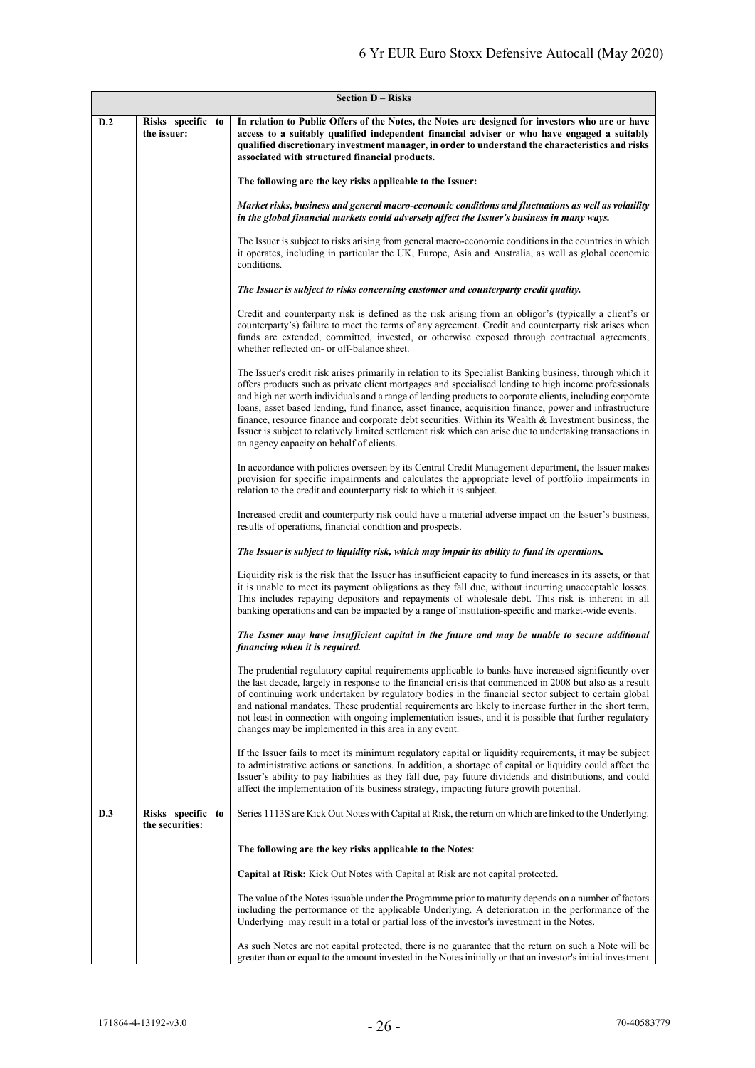| Section D – Risks | | |
|---|---|---|
| D.2 | Risks specific to the issuer: | **In relation to Public Offers of the Notes, the Notes are designed for investors who are or have access to a suitably qualified independent financial adviser or who have engaged a suitably qualified discretionary investment manager, in order to understand the characteristics and risks associated with structured financial products.**<br><br>**The following are the key risks applicable to the Issuer:**<br><br>***Market risks, business and general macro-economic conditions and fluctuations as well as volatility in the global financial markets could adversely affect the Issuer's business in many ways.***<br><br>The Issuer is subject to risks arising from general macro-economic conditions in the countries in which it operates, including in particular the UK, Europe, Asia and Australia, as well as global economic conditions.<br><br>***The Issuer is subject to risks concerning customer and counterparty credit quality.***<br><br>Credit and counterparty risk is defined as the risk arising from an obligor's (typically a client's or counterparty's) failure to meet the terms of any agreement. Credit and counterparty risk arises when funds are extended, committed, invested, or otherwise exposed through contractual agreements, whether reflected on- or off-balance sheet.<br><br>The Issuer's credit risk arises primarily in relation to its Specialist Banking business, through which it offers products such as private client mortgages and specialised lending to high income professionals and high net worth individuals and a range of lending products to corporate clients, including corporate loans, asset based lending, fund finance, asset finance, acquisition finance, power and infrastructure finance, resource finance and corporate debt securities. Within its Wealth & Investment business, the Issuer is subject to relatively limited settlement risk which can arise due to undertaking transactions in an agency capacity on behalf of clients.<br><br>In accordance with policies overseen by its Central Credit Management department, the Issuer makes provision for specific impairments and calculates the appropriate level of portfolio impairments in relation to the credit and counterparty risk to which it is subject.<br><br>Increased credit and counterparty risk could have a material adverse impact on the Issuer's business, results of operations, financial condition and prospects.<br><br>***The Issuer is subject to liquidity risk, which may impair its ability to fund its operations.***<br><br>Liquidity risk is the risk that the Issuer has insufficient capacity to fund increases in its assets, or that it is unable to meet its payment obligations as they fall due, without incurring unacceptable losses. This includes repaying depositors and repayments of wholesale debt. This risk is inherent in all banking operations and can be impacted by a range of institution-specific and market-wide events.<br><br>***The Issuer may have insufficient capital in the future and may be unable to secure additional financing when it is required.***<br><br>The prudential regulatory capital requirements applicable to banks have increased significantly over the last decade, largely in response to the financial crisis that commenced in 2008 but also as a result of continuing work undertaken by regulatory bodies in the financial sector subject to certain global and national mandates. These prudential requirements are likely to increase further in the short term, not least in connection with ongoing implementation issues, and it is possible that further regulatory changes may be implemented in this area in any event.<br><br>If the Issuer fails to meet its minimum regulatory capital or liquidity requirements, it may be subject to administrative actions or sanctions. In addition, a shortage of capital or liquidity could affect the Issuer's ability to pay liabilities as they fall due, pay future dividends and distributions, and could affect the implementation of its business strategy, impacting future growth potential. |
| D.3 | Risks specific to the securities: | Series 1113S are Kick Out Notes with Capital at Risk, the return on which are linked to the Underlying.<br><br>**The following are the key risks applicable to the Notes**:<br><br>**Capital at Risk:** Kick Out Notes with Capital at Risk are not capital protected.<br><br>The value of the Notes issuable under the Programme prior to maturity depends on a number of factors including the performance of the applicable Underlying. A deterioration in the performance of the Underlying may result in a total or partial loss of the investor's investment in the Notes.<br><br>As such Notes are not capital protected, there is no guarantee that the return on such a Note will be greater than or equal to the amount invested in the Notes initially or that an investor's initial investment |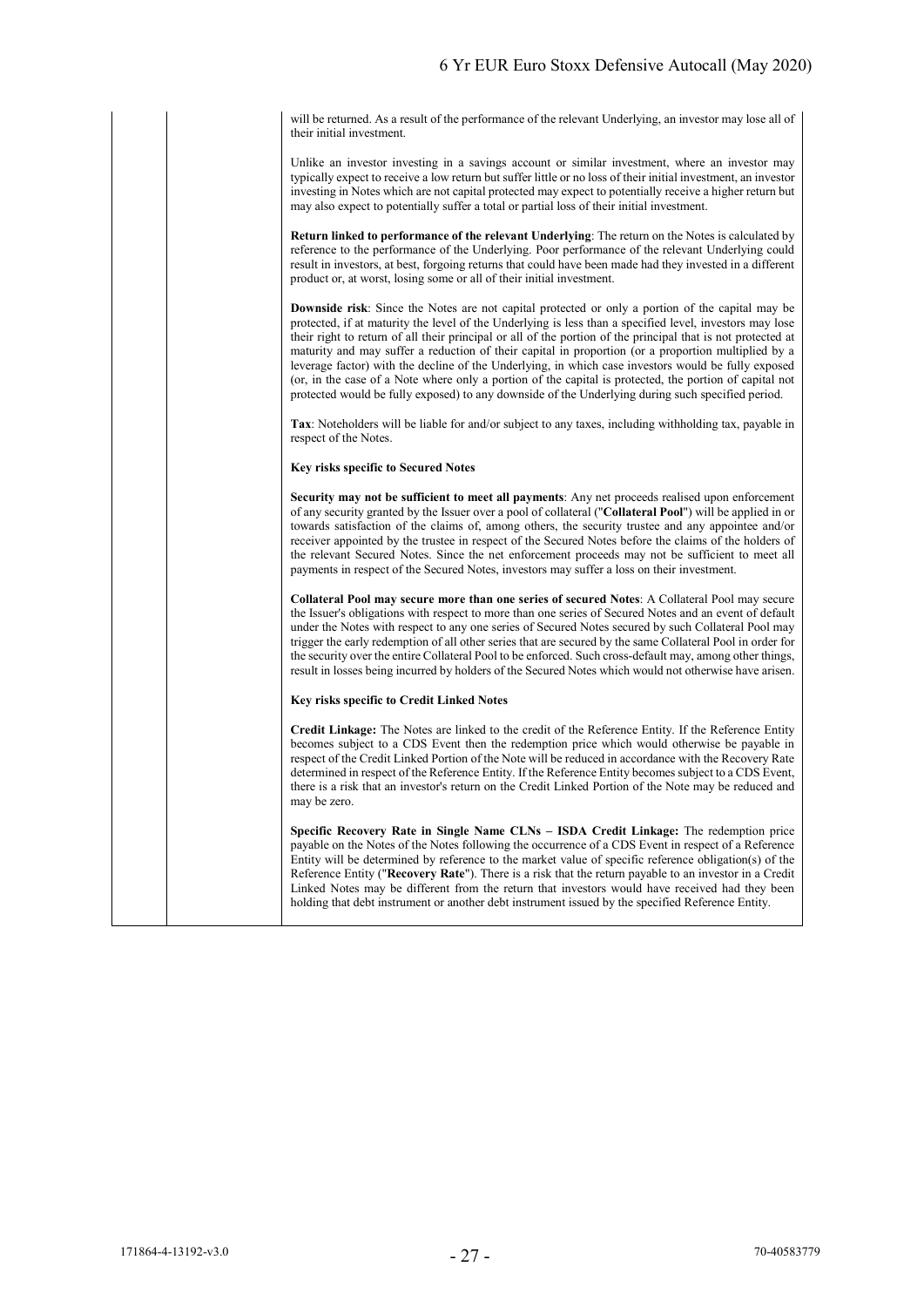will be returned. As a result of the performance of the relevant Underlying, an investor may lose all of their initial investment.

Unlike an investor investing in a savings account or similar investment, where an investor may typically expect to receive a low return but suffer little or no loss of their initial investment, an investor investing in Notes which are not capital protected may expect to potentially receive a higher return but may also expect to potentially suffer a total or partial loss of their initial investment.

**Return linked to performance of the relevant Underlying**: The return on the Notes is calculated by reference to the performance of the Underlying. Poor performance of the relevant Underlying could result in investors, at best, forgoing returns that could have been made had they invested in a different product or, at worst, losing some or all of their initial investment.

**Downside risk**: Since the Notes are not capital protected or only a portion of the capital may be protected, if at maturity the level of the Underlying is less than a specified level, investors may lose their right to return of all their principal or all of the portion of the principal that is not protected at maturity and may suffer a reduction of their capital in proportion (or a proportion multiplied by a leverage factor) with the decline of the Underlying, in which case investors would be fully exposed (or, in the case of a Note where only a portion of the capital is protected, the portion of capital not protected would be fully exposed) to any downside of the Underlying during such specified period.

**Tax**: Noteholders will be liable for and/or subject to any taxes, including withholding tax, payable in respect of the Notes.

**Key risks specific to Secured Notes**

**Security may not be sufficient to meet all payments**: Any net proceeds realised upon enforcement of any security granted by the Issuer over a pool of collateral ("**Collateral Pool**") will be applied in or towards satisfaction of the claims of, among others, the security trustee and any appointee and/or receiver appointed by the trustee in respect of the Secured Notes before the claims of the holders of the relevant Secured Notes. Since the net enforcement proceeds may not be sufficient to meet all payments in respect of the Secured Notes, investors may suffer a loss on their investment.

**Collateral Pool may secure more than one series of secured Notes**: A Collateral Pool may secure the Issuer's obligations with respect to more than one series of Secured Notes and an event of default under the Notes with respect to any one series of Secured Notes secured by such Collateral Pool may trigger the early redemption of all other series that are secured by the same Collateral Pool in order for the security over the entire Collateral Pool to be enforced. Such cross-default may, among other things, result in losses being incurred by holders of the Secured Notes which would not otherwise have arisen.

**Key risks specific to Credit Linked Notes**

**Credit Linkage:** The Notes are linked to the credit of the Reference Entity. If the Reference Entity becomes subject to a CDS Event then the redemption price which would otherwise be payable in respect of the Credit Linked Portion of the Note will be reduced in accordance with the Recovery Rate determined in respect of the Reference Entity. If the Reference Entity becomes subject to a CDS Event, there is a risk that an investor's return on the Credit Linked Portion of the Note may be reduced and may be zero.

**Specific Recovery Rate in Single Name CLNs – ISDA Credit Linkage:** The redemption price payable on the Notes of the Notes following the occurrence of a CDS Event in respect of a Reference Entity will be determined by reference to the market value of specific reference obligation(s) of the Reference Entity ("**Recovery Rate**"). There is a risk that the return payable to an investor in a Credit Linked Notes may be different from the return that investors would have received had they been holding that debt instrument or another debt instrument issued by the specified Reference Entity.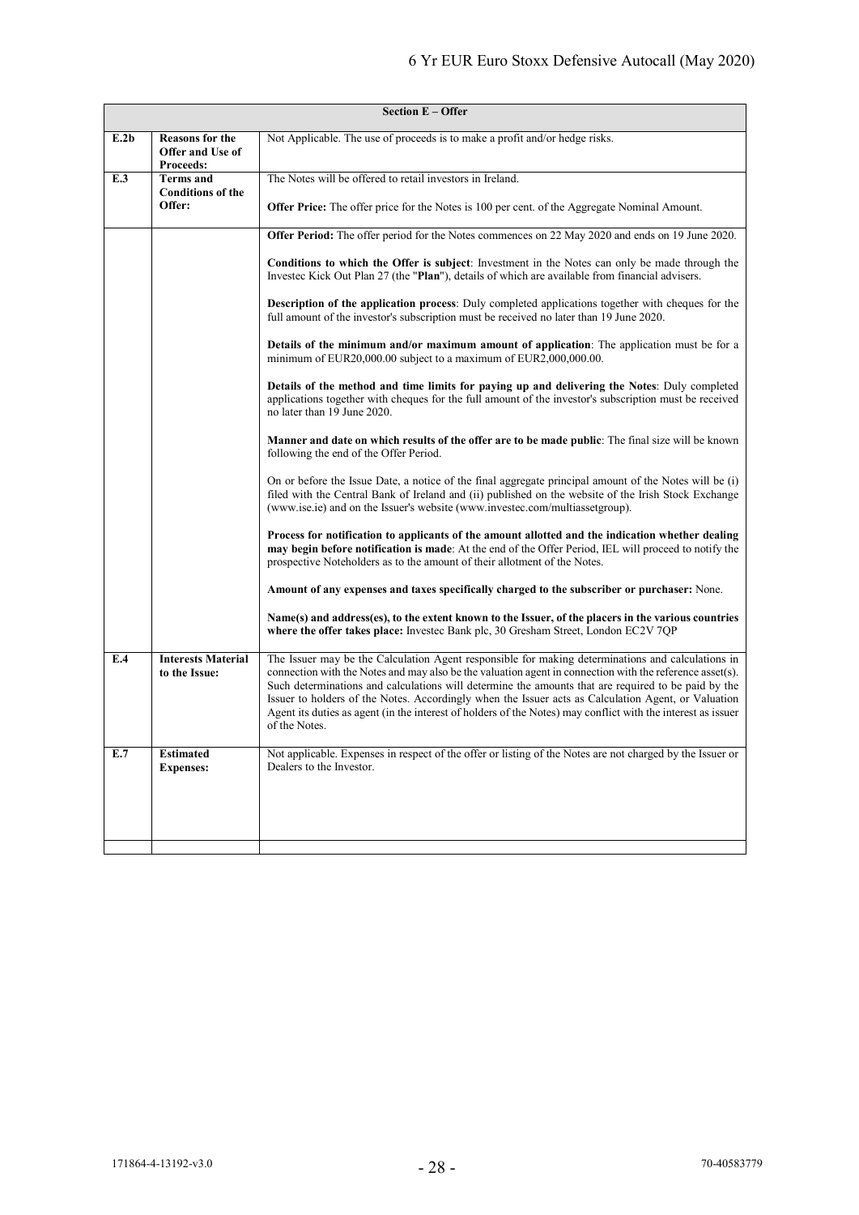| Section E – Offer | | |
|---|---|---|
| **E.2b** | **Reasons for the Offer and Use of Proceeds:** | Not Applicable. The use of proceeds is to make a profit and/or hedge risks. |
| **E.3** | **Terms and Conditions of the Offer:** | The Notes will be offered to retail investors in Ireland.<br><br>**Offer Price:** The offer price for the Notes is 100 per cent. of the Aggregate Nominal Amount. |
| | | **Offer Period:** The offer period for the Notes commences on 22 May 2020 and ends on 19 June 2020.<br><br>**Conditions to which the Offer is subject**: Investment in the Notes can only be made through the Investec Kick Out Plan 27 (the "**Plan**"), details of which are available from financial advisers.<br><br>**Description of the application process**: Duly completed applications together with cheques for the full amount of the investor's subscription must be received no later than 19 June 2020.<br><br>**Details of the minimum and/or maximum amount of application**: The application must be for a minimum of EUR20,000.00 subject to a maximum of EUR2,000,000.00.<br><br>**Details of the method and time limits for paying up and delivering the Notes**: Duly completed applications together with cheques for the full amount of the investor's subscription must be received no later than 19 June 2020.<br><br>**Manner and date on which results of the offer are to be made public**: The final size will be known following the end of the Offer Period.<br><br>On or before the Issue Date, a notice of the final aggregate principal amount of the Notes will be (i) filed with the Central Bank of Ireland and (ii) published on the website of the Irish Stock Exchange (www.ise.ie) and on the Issuer's website (www.investec.com/multiassetgroup).<br><br>**Process for notification to applicants of the amount allotted and the indication whether dealing may begin before notification is made**: At the end of the Offer Period, IEL will proceed to notify the prospective Noteholders as to the amount of their allotment of the Notes.<br><br>**Amount of any expenses and taxes specifically charged to the subscriber or purchaser:** None.<br><br>**Name(s) and address(es), to the extent known to the Issuer, of the placers in the various countries where the offer takes place:** Investec Bank plc, 30 Gresham Street, London EC2V 7QP |
| **E.4** | **Interests Material to the Issue:** | The Issuer may be the Calculation Agent responsible for making determinations and calculations in connection with the Notes and may also be the valuation agent in connection with the reference asset(s). Such determinations and calculations will determine the amounts that are required to be paid by the Issuer to holders of the Notes. Accordingly when the Issuer acts as Calculation Agent, or Valuation Agent its duties as agent (in the interest of holders of the Notes) may conflict with the interest as issuer of the Notes. |
| **E.7** | **Estimated Expenses:** | Not applicable. Expenses in respect of the offer or listing of the Notes are not charged by the Issuer or Dealers to the Investor. |